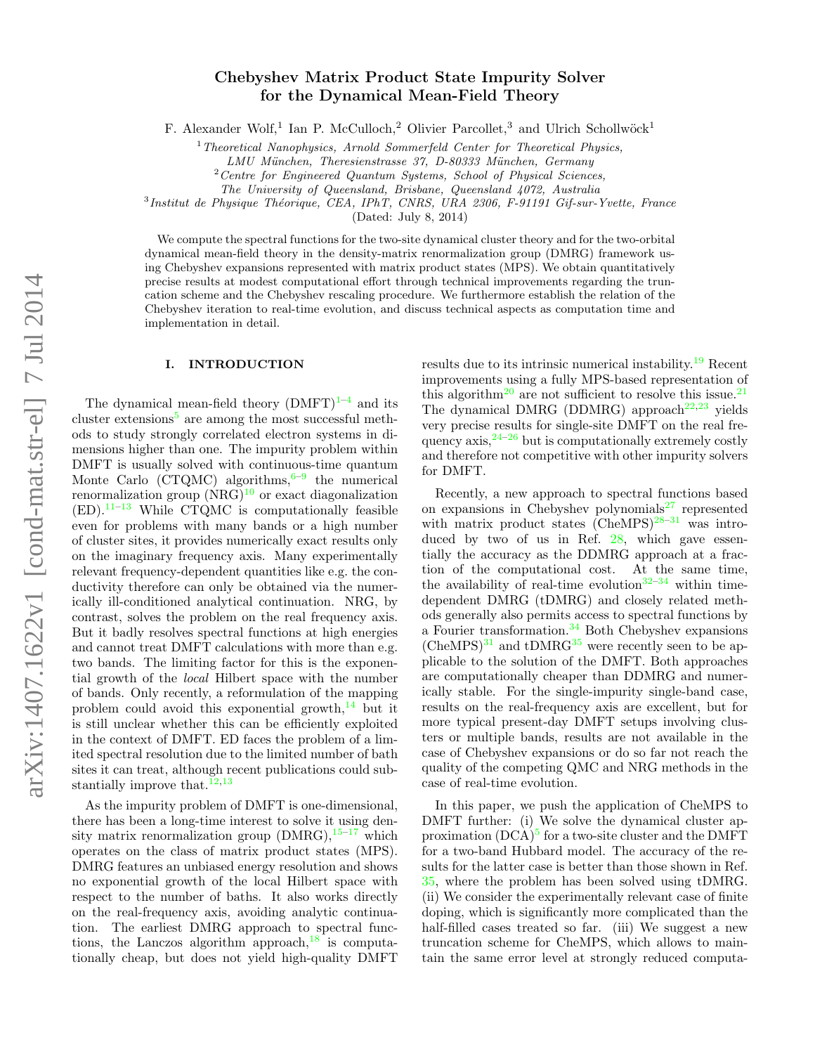# Chebyshev Matrix Product State Impurity Solver for the Dynamical Mean-Field Theory

F. Alexander Wolf,[1] Ian P. McCulloch,[2] Olivier Parcollet,[3] and Ulrich Schollwöck[1]

[1] *Theoretical Nanophysics, Arnold Sommerfeld Center for Theoretical Physics, LMU München, Theresienstrasse 37, D-80333 München, Germany*

[2] *Centre for Engineered Quantum Systems, School of Physical Sciences, The University of Queensland, Brisbane, Queensland 4072, Australia*

[3] *Institut de Physique Théorique, CEA, IPhT, CNRS, URA 2306, F-91191 Gif-sur-Yvette, France*

(Dated: July 8, 2014)

We compute the spectral functions for the two-site dynamical cluster theory and for the two-orbital dynamical mean-field theory in the density-matrix renormalization group (DMRG) framework using Chebyshev expansions represented with matrix product states (MPS). We obtain quantitatively precise results at modest computational effort through technical improvements regarding the truncation scheme and the Chebyshev rescaling procedure. We furthermore establish the relation of the Chebyshev iteration to real-time evolution, and discuss technical aspects as computation time and implementation in detail.

## I. INTRODUCTION

The dynamical mean-field theory (DMFT)[1–4] and its cluster extensions[5] are among the most successful methods to study strongly correlated electron systems in dimensions higher than one. The impurity problem within DMFT is usually solved with continuous-time quantum Monte Carlo (CTQMC) algorithms,[6–9] the numerical renormalization group (NRG)[10] or exact diagonalization (ED).[11–13] While CTQMC is computationally feasible even for problems with many bands or a high number of cluster sites, it provides numerically exact results only on the imaginary frequency axis. Many experimentally relevant frequency-dependent quantities like e.g. the conductivity therefore can only be obtained via the numerically ill-conditioned analytical continuation. NRG, by contrast, solves the problem on the real frequency axis. But it badly resolves spectral functions at high energies and cannot treat DMFT calculations with more than e.g. two bands. The limiting factor for this is the exponential growth of the *local* Hilbert space with the number of bands. Only recently, a reformulation of the mapping problem could avoid this exponential growth,[14] but it is still unclear whether this can be efficiently exploited in the context of DMFT. ED faces the problem of a limited spectral resolution due to the limited number of bath sites it can treat, although recent publications could substantially improve that.[12,13]

As the impurity problem of DMFT is one-dimensional, there has been a long-time interest to solve it using density matrix renormalization group (DMRG),[15–17] which operates on the class of matrix product states (MPS). DMRG features an unbiased energy resolution and shows no exponential growth of the local Hilbert space with respect to the number of baths. It also works directly on the real-frequency axis, avoiding analytic continuation. The earliest DMRG approach to spectral functions, the Lanczos algorithm approach,[18] is computationally cheap, but does not yield high-quality DMFT results due to its intrinsic numerical instability.[19] Recent improvements using a fully MPS-based representation of this algorithm[20] are not sufficient to resolve this issue.[21] The dynamical DMRG (DDMRG) approach[22,23] yields very precise results for single-site DMFT on the real frequency axis,[24–26] but is computationally extremely costly and therefore not competitive with other impurity solvers for DMFT.

Recently, a new approach to spectral functions based on expansions in Chebyshev polynomials[27] represented with matrix product states (CheMPS)[28–31] was introduced by two of us in Ref. 28, which gave essentially the accuracy as the DDMRG approach at a fraction of the computational cost. At the same time, the availability of real-time evolution[32–34] within time-dependent DMRG (tDMRG) and closely related methods generally also permits access to spectral functions by a Fourier transformation.[34] Both Chebyshev expansions (CheMPS)[31] and tDMRG[35] were recently seen to be applicable to the solution of the DMFT. Both approaches are computationally cheaper than DDMRG and numerically stable. For the single-impurity single-band case, results on the real-frequency axis are excellent, but for more typical present-day DMFT setups involving clusters or multiple bands, results are not available in the case of Chebyshev expansions or do so far not reach the quality of the competing QMC and NRG methods in the case of real-time evolution.

In this paper, we push the application of CheMPS to DMFT further: (i) We solve the dynamical cluster approximation (DCA)[5] for a two-site cluster and the DMFT for a two-band Hubbard model. The accuracy of the results for the latter case is better than those shown in Ref. 35, where the problem has been solved using tDMRG. (ii) We consider the experimentally relevant case of finite doping, which is significantly more complicated than the half-filled cases treated so far. (iii) We suggest a new truncation scheme for CheMPS, which allows to maintain the same error level at strongly reduced computa-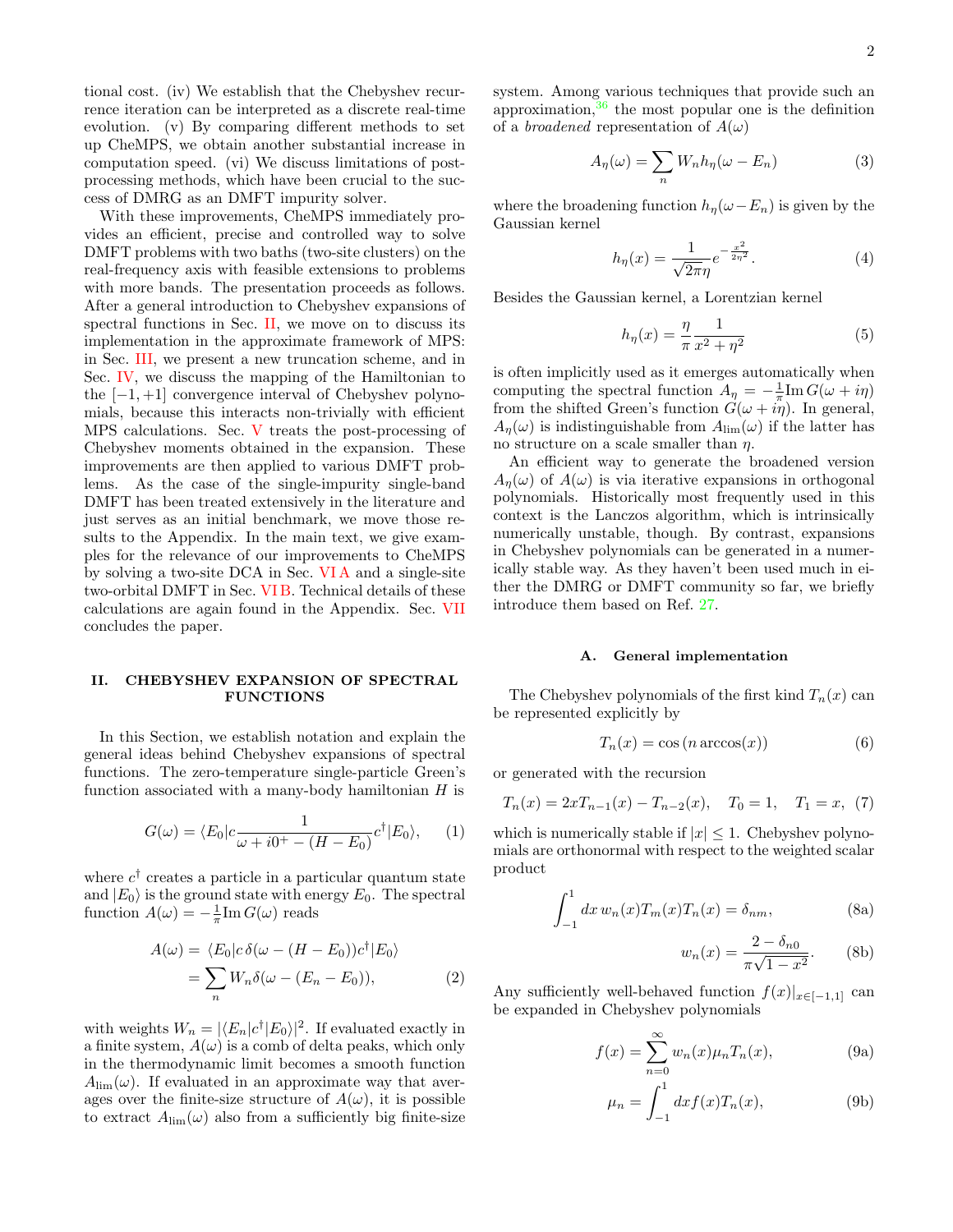tional cost. (iv) We establish that the Chebyshev recurrence iteration can be interpreted as a discrete real-time evolution. (v) By comparing different methods to set up CheMPS, we obtain another substantial increase in computation speed. (vi) We discuss limitations of post-processing methods, which have been crucial to the success of DMRG as an DMFT impurity solver.

With these improvements, CheMPS immediately provides an efficient, precise and controlled way to solve DMFT problems with two baths (two-site clusters) on the real-frequency axis with feasible extensions to problems with more bands. The presentation proceeds as follows. After a general introduction to Chebyshev expansions of spectral functions in Sec. II, we move on to discuss its implementation in the approximate framework of MPS: in Sec. III, we present a new truncation scheme, and in Sec. IV, we discuss the mapping of the Hamiltonian to the $[-1, +1]$ convergence interval of Chebyshev polynomials, because this interacts non-trivially with efficient MPS calculations. Sec. V treats the post-processing of Chebyshev moments obtained in the expansion. These improvements are then applied to various DMFT problems. As the case of the single-impurity single-band DMFT has been treated extensively in the literature and just serves as an initial benchmark, we move those results to the Appendix. In the main text, we give examples for the relevance of our improvements to CheMPS by solving a two-site DCA in Sec. VI A and a single-site two-orbital DMFT in Sec. VI B. Technical details of these calculations are again found in the Appendix. Sec. VII concludes the paper.

## II. CHEBYSHEV EXPANSION OF SPECTRAL FUNCTIONS

In this Section, we establish notation and explain the general ideas behind Chebyshev expansions of spectral functions. The zero-temperature single-particle Green's function associated with a many-body hamiltonian $H$ is

$$G(\omega) = \langle E_0 | c \frac{1}{\omega + i0^+ - (H - E_0)} c^\dagger | E_0 \rangle, \tag{1}$$

where $c^\dagger$ creates a particle in a particular quantum state and $|E_0\rangle$ is the ground state with energy $E_0$. The spectral function $A(\omega) = -\frac{1}{\pi} \mathrm{Im}\, G(\omega)$ reads

$$\begin{aligned} A(\omega) &= \langle E_0 | c\, \delta(\omega - (H - E_0)) c^\dagger | E_0 \rangle \\ &= \sum_n W_n \delta(\omega - (E_n - E_0)), \end{aligned} \tag{2}$$

with weights $W_n = |\langle E_n | c^\dagger | E_0 \rangle|^2$. If evaluated exactly in a finite system, $A(\omega)$ is a comb of delta peaks, which only in the thermodynamic limit becomes a smooth function $A_{\mathrm{lim}}(\omega)$. If evaluated in an approximate way that averages over the finite-size structure of $A(\omega)$, it is possible to extract $A_{\mathrm{lim}}(\omega)$ also from a sufficiently big finite-size system. Among various techniques that provide such an approximation,[36] the most popular one is the definition of a *broadened* representation of $A(\omega)$

$$A_\eta(\omega) = \sum_n W_n h_\eta(\omega - E_n) \tag{3}$$

where the broadening function $h_\eta(\omega - E_n)$ is given by the Gaussian kernel

$$h_\eta(x) = \frac{1}{\sqrt{2\pi}\eta} e^{-\frac{x^2}{2\eta^2}}. \tag{4}$$

Besides the Gaussian kernel, a Lorentzian kernel

$$h_\eta(x) = \frac{\eta}{\pi} \frac{1}{x^2 + \eta^2} \tag{5}$$

is often implicitly used as it emerges automatically when computing the spectral function $A_\eta = -\frac{1}{\pi} \mathrm{Im}\, G(\omega + i\eta)$ from the shifted Green's function $G(\omega + i\eta)$. In general, $A_\eta(\omega)$ is indistinguishable from $A_{\mathrm{lim}}(\omega)$ if the latter has no structure on a scale smaller than $\eta$.

An efficient way to generate the broadened version $A_\eta(\omega)$ of $A(\omega)$ is via iterative expansions in orthogonal polynomials. Historically most frequently used in this context is the Lanczos algorithm, which is intrinsically numerically unstable, though. By contrast, expansions in Chebyshev polynomials can be generated in a numerically stable way. As they haven't been used much in either the DMRG or DMFT community so far, we briefly introduce them based on Ref. 27.

### A. General implementation

The Chebyshev polynomials of the first kind $T_n(x)$ can be represented explicitly by

$$T_n(x) = \cos\left(n \arccos(x)\right) \tag{6}$$

or generated with the recursion

$$T_n(x) = 2xT_{n-1}(x) - T_{n-2}(x), \quad T_0 = 1, \quad T_1 = x, \tag{7}$$

which is numerically stable if $|x| \leq 1$. Chebyshev polynomials are orthonormal with respect to the weighted scalar product

$$\int_{-1}^{1} dx\, w_n(x) T_m(x) T_n(x) = \delta_{nm}, \tag{8a}$$

$$w_n(x) = \frac{2 - \delta_{n0}}{\pi\sqrt{1 - x^2}}. \tag{8b}$$

Any sufficiently well-behaved function $f(x)|_{x \in [-1,1]}$ can be expanded in Chebyshev polynomials

$$f(x) = \sum_{n=0}^{\infty} w_n(x) \mu_n T_n(x), \tag{9a}$$

$$\mu_n = \int_{-1}^{1} dx f(x) T_n(x), \tag{9b}$$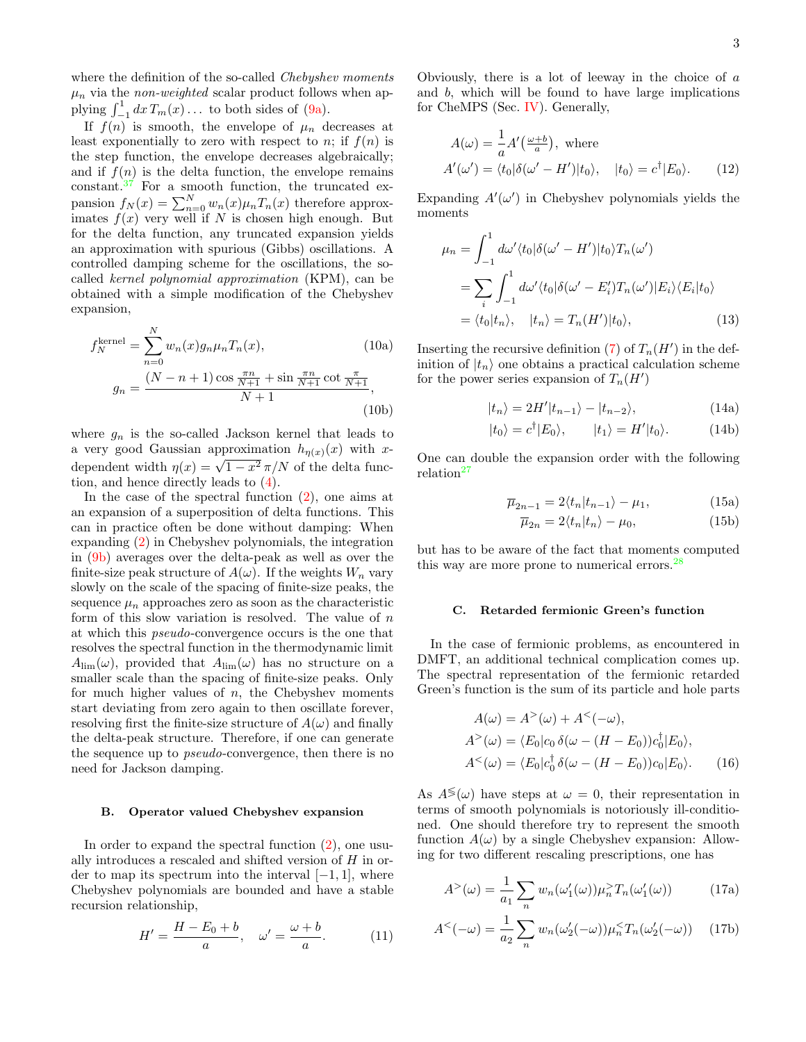where the definition of the so-called *Chebyshev moments* $\mu_n$ via the *non-weighted* scalar product follows when applying $\int_{-1}^{1} dx\, T_m(x)\ldots$ to both sides of (9a).

If $f(n)$ is smooth, the envelope of $\mu_n$ decreases at least exponentially to zero with respect to $n$; if $f(n)$ is the step function, the envelope decreases algebraically; and if $f(n)$ is the delta function, the envelope remains constant.[37] For a smooth function, the truncated expansion $f_N(x) = \sum_{n=0}^{N} w_n(x)\mu_n T_n(x)$ therefore approximates $f(x)$ very well if $N$ is chosen high enough. But for the delta function, any truncated expansion yields an approximation with spurious (Gibbs) oscillations. A controlled damping scheme for the oscillations, the so-called *kernel polynomial approximation* (KPM), can be obtained with a simple modification of the Chebyshev expansion,

$$f_N^{\text{kernel}} = \sum_{n=0}^{N} w_n(x) g_n \mu_n T_n(x), \tag{10a}$$

$$g_n = \frac{(N-n+1)\cos\frac{\pi n}{N+1} + \sin\frac{\pi n}{N+1}\cot\frac{\pi}{N+1}}{N+1}, \tag{10b}$$

where $g_n$ is the so-called Jackson kernel that leads to a very good Gaussian approximation $h_{\eta(x)}(x)$ with $x$-dependent width $\eta(x) = \sqrt{1-x^2}\,\pi/N$ of the delta function, and hence directly leads to (4).

In the case of the spectral function (2), one aims at an expansion of a superposition of delta functions. This can in practice often be done without damping: When expanding (2) in Chebyshev polynomials, the integration in (9b) averages over the delta-peak as well as over the finite-size peak structure of $A(\omega)$. If the weights $W_n$ vary slowly on the scale of the spacing of finite-size peaks, the sequence $\mu_n$ approaches zero as soon as the characteristic form of this slow variation is resolved. The value of $n$ at which this *pseudo*-convergence occurs is the one that resolves the spectral function in the thermodynamic limit $A_{\text{lim}}(\omega)$, provided that $A_{\text{lim}}(\omega)$ has no structure on a smaller scale than the spacing of finite-size peaks. Only for much higher values of $n$, the Chebyshev moments start deviating from zero again to then oscillate forever, resolving first the finite-size structure of $A(\omega)$ and finally the delta-peak structure. Therefore, if one can generate the sequence up to *pseudo*-convergence, then there is no need for Jackson damping.

### B. Operator valued Chebyshev expansion

In order to expand the spectral function (2), one usually introduces a rescaled and shifted version of $H$ in order to map its spectrum into the interval $[-1, 1]$, where Chebyshev polynomials are bounded and have a stable recursion relationship,

$$H' = \frac{H - E_0 + b}{a}, \quad \omega' = \frac{\omega + b}{a}. \tag{11}$$

Obviously, there is a lot of leeway in the choice of $a$ and $b$, which will be found to have large implications for CheMPS (Sec. IV). Generally,

$$A(\omega) = \frac{1}{a} A'\big(\tfrac{\omega+b}{a}\big), \text{ where}$$
$$A'(\omega') = \langle t_0|\delta(\omega' - H')|t_0\rangle, \quad |t_0\rangle = c^\dagger|E_0\rangle. \tag{12}$$

Expanding $A'(\omega')$ in Chebyshev polynomials yields the moments

$$\begin{aligned}\mu_n &= \int_{-1}^{1} d\omega' \langle t_0|\delta(\omega' - H')|t_0\rangle T_n(\omega') \\ &= \sum_i \int_{-1}^{1} d\omega' \langle t_0|\delta(\omega' - E_i')T_n(\omega')|E_i\rangle\langle E_i|t_0\rangle \\ &= \langle t_0|t_n\rangle, \quad |t_n\rangle = T_n(H')|t_0\rangle,\end{aligned} \tag{13}$$

Inserting the recursive definition (7) of $T_n(H')$ in the definition of $|t_n\rangle$ one obtains a practical calculation scheme for the power series expansion of $T_n(H')$

$$|t_n\rangle = 2H'|t_{n-1}\rangle - |t_{n-2}\rangle, \tag{14a}$$

$$|t_0\rangle = c^\dagger|E_0\rangle, \qquad |t_1\rangle = H'|t_0\rangle. \tag{14b}$$

One can double the expansion order with the following relation[27]

$$\overline{\mu}_{2n-1} = 2\langle t_n|t_{n-1}\rangle - \mu_1, \tag{15a}$$

$$\overline{\mu}_{2n} = 2\langle t_n|t_n\rangle - \mu_0, \tag{15b}$$

but has to be aware of the fact that moments computed this way are more prone to numerical errors.[28]

### C. Retarded fermionic Green's function

In the case of fermionic problems, as encountered in DMFT, an additional technical complication comes up. The spectral representation of the fermionic retarded Green's function is the sum of its particle and hole parts

$$\begin{aligned}A(\omega) &= A^>(\omega) + A^<(-\omega), \\ A^>(\omega) &= \langle E_0|c_0\,\delta(\omega - (H - E_0))c_0^\dagger|E_0\rangle, \\ A^<(\omega) &= \langle E_0|c_0^\dagger\,\delta(\omega - (H - E_0))c_0|E_0\rangle.\end{aligned} \tag{16}$$

As $A^{\lessgtr}(\omega)$ have steps at $\omega = 0$, their representation in terms of smooth polynomials is notoriously ill-conditioned. One should therefore try to represent the smooth function $A(\omega)$ by a single Chebyshev expansion: Allowing for two different rescaling prescriptions, one has

$$A^>(\omega) = \frac{1}{a_1}\sum_n w_n(\omega_1'(\omega))\mu_n^> T_n(\omega_1'(\omega)) \tag{17a}$$

$$A^<(-\omega) = \frac{1}{a_2}\sum_n w_n(\omega_2'(-\omega))\mu_n^< T_n(\omega_2'(-\omega)) \tag{17b}$$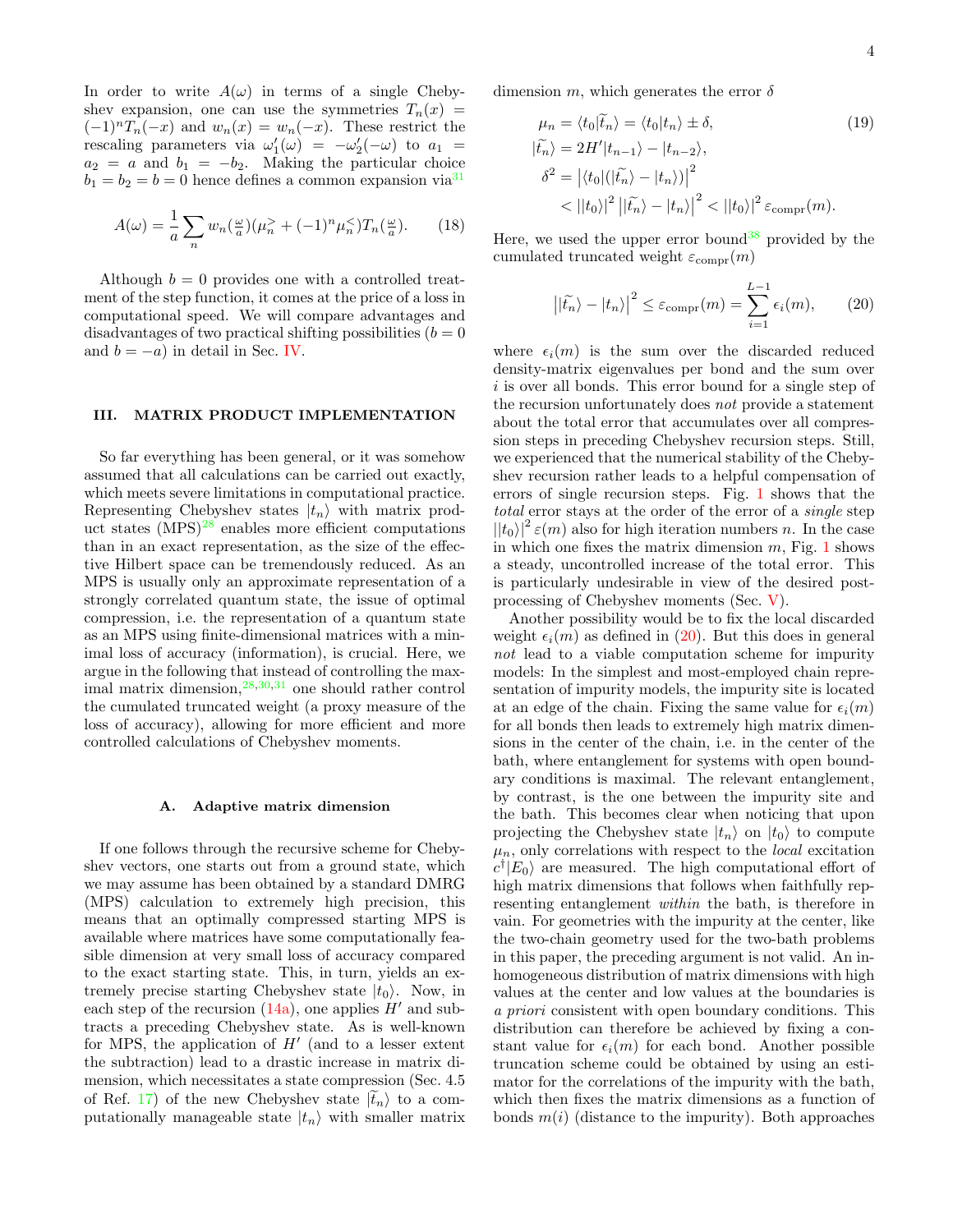In order to write $A(\omega)$ in terms of a single Chebyshev expansion, one can use the symmetries $T_n(x) = (-1)^n T_n(-x)$ and $w_n(x) = w_n(-x)$. These restrict the rescaling parameters via $\omega_1'(\omega) = -\omega_2'(-\omega)$ to $a_1 = a_2 = a$ and $b_1 = -b_2$. Making the particular choice $b_1 = b_2 = b = 0$ hence defines a common expansion via[31]

$$A(\omega) = \frac{1}{a} \sum_n w_n(\tfrac{\omega}{a}) (\mu_n^> + (-1)^n \mu_n^<) T_n(\tfrac{\omega}{a}). \tag{18}$$

Although $b = 0$ provides one with a controlled treatment of the step function, it comes at the price of a loss in computational speed. We will compare advantages and disadvantages of two practical shifting possibilities ($b = 0$ and $b = -a$) in detail in Sec. IV.

## III. MATRIX PRODUCT IMPLEMENTATION

So far everything has been general, or it was somehow assumed that all calculations can be carried out exactly, which meets severe limitations in computational practice. Representing Chebyshev states $|t_n\rangle$ with matrix product states (MPS)[28] enables more efficient computations than in an exact representation, as the size of the effective Hilbert space can be tremendously reduced. As an MPS is usually only an approximate representation of a strongly correlated quantum state, the issue of optimal compression, i.e. the representation of a quantum state as an MPS using finite-dimensional matrices with a minimal loss of accuracy (information), is crucial. Here, we argue in the following that instead of controlling the maximal matrix dimension,[28,30,31] one should rather control the cumulated truncated weight (a proxy measure of the loss of accuracy), allowing for more efficient and more controlled calculations of Chebyshev moments.

### A. Adaptive matrix dimension

If one follows through the recursive scheme for Chebyshev vectors, one starts out from a ground state, which we may assume has been obtained by a standard DMRG (MPS) calculation to extremely high precision, this means that an optimally compressed starting MPS is available where matrices have some computationally feasible dimension at very small loss of accuracy compared to the exact starting state. This, in turn, yields an extremely precise starting Chebyshev state $|t_0\rangle$. Now, in each step of the recursion (14a), one applies $H'$ and subtracts a preceding Chebyshev state. As is well-known for MPS, the application of $H'$ (and to a lesser extent the subtraction) lead to a drastic increase in matrix dimension, which necessitates a state compression (Sec. 4.5 of Ref. 17) of the new Chebyshev state $|\widetilde{t_n}\rangle$ to a computationally manageable state $|t_n\rangle$ with smaller matrix dimension $m$, which generates the error $\delta$

$$\begin{aligned} \mu_n &= \langle t_0 | \widetilde{t_n} \rangle = \langle t_0 | t_n \rangle \pm \delta, \\ |\widetilde{t_n}\rangle &= 2H' |t_{n-1}\rangle - |t_{n-2}\rangle, \\ \delta^2 &= \left| \langle t_0 | (|\widetilde{t_n}\rangle - |t_n\rangle) \right|^2 \\ &< \left| |t_0\rangle \right|^2 \left| |\widetilde{t_n}\rangle - |t_n\rangle \right|^2 < \left| |t_0\rangle \right|^2 \varepsilon_{\text{compr}}(m). \end{aligned} \tag{19}$$

Here, we used the upper error bound[38] provided by the cumulated truncated weight $\varepsilon_{\text{compr}}(m)$

$$\left| |\widetilde{t_n}\rangle - |t_n\rangle \right|^2 \leq \varepsilon_{\text{compr}}(m) = \sum_{i=1}^{L-1} \epsilon_i(m), \tag{20}$$

where $\epsilon_i(m)$ is the sum over the discarded reduced density-matrix eigenvalues per bond and the sum over $i$ is over all bonds. This error bound for a single step of the recursion unfortunately does *not* provide a statement about the total error that accumulates over all compression steps in preceding Chebyshev recursion steps. Still, we experienced that the numerical stability of the Chebyshev recursion rather leads to a helpful compensation of errors of single recursion steps. Fig. 1 shows that the *total* error stays at the order of the error of a *single* step $\left| |t_0\rangle \right|^2 \varepsilon(m)$ also for high iteration numbers $n$. In the case in which one fixes the matrix dimension $m$, Fig. 1 shows a steady, uncontrolled increase of the total error. This is particularly undesirable in view of the desired postprocessing of Chebyshev moments (Sec. V).

Another possibility would be to fix the local discarded weight $\epsilon_i(m)$ as defined in (20). But this does in general *not* lead to a viable computation scheme for impurity models: In the simplest and most-employed chain representation of impurity models, the impurity site is located at an edge of the chain. Fixing the same value for $\epsilon_i(m)$ for all bonds then leads to extremely high matrix dimensions in the center of the chain, i.e. in the center of the bath, where entanglement for systems with open boundary conditions is maximal. The relevant entanglement, by contrast, is the one between the impurity site and the bath. This becomes clear when noticing that upon projecting the Chebyshev state $|t_n\rangle$ on $|t_0\rangle$ to compute $\mu_n$, only correlations with respect to the *local* excitation $c^\dagger|E_0\rangle$ are measured. The high computational effort of high matrix dimensions that follows when faithfully representing entanglement *within* the bath, is therefore in vain. For geometries with the impurity at the center, like the two-chain geometry used for the two-bath problems in this paper, the preceding argument is not valid. An inhomogeneous distribution of matrix dimensions with high values at the center and low values at the boundaries is *a priori* consistent with open boundary conditions. This distribution can therefore be achieved by fixing a constant value for $\epsilon_i(m)$ for each bond. Another possible truncation scheme could be obtained by using an estimator for the correlations of the impurity with the bath, which then fixes the matrix dimensions as a function of bonds $m(i)$ (distance to the impurity). Both approaches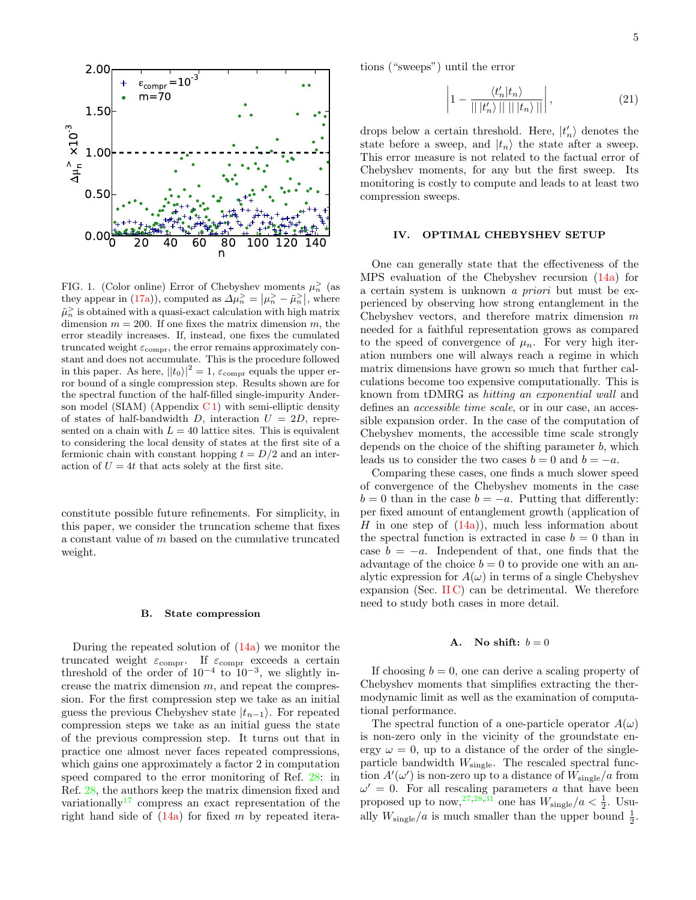FIG. 1. (Color online) Error of Chebyshev moments $\mu_n^>$ (as they appear in (17a)), computed as $\Delta\mu_n^> = |\mu_n^> - \tilde{\mu}_n^>|$, where $\tilde{\mu}_n^>$ is obtained with a quasi-exact calculation with high matrix dimension $m = 200$. If one fixes the matrix dimension $m$, the error steadily increases. If, instead, one fixes the cumulated truncated weight $\varepsilon_{\rm compr}$, the error remains approximately constant and does not accumulate. This is the procedure followed in this paper. As here, $||t_0\rangle|^2 = 1$, $\varepsilon_{\rm compr}$ equals the upper error bound of a single compression step. Results shown are for the spectral function of the half-filled single-impurity Anderson model (SIAM) (Appendix C 1) with semi-elliptic density of states of half-bandwidth $D$, interaction $U = 2D$, represented on a chain with $L = 40$ lattice sites. This is equivalent to considering the local density of states at the first site of a fermionic chain with constant hopping $t = D/2$ and an interaction of $U = 4t$ that acts solely at the first site.

constitute possible future refinements. For simplicity, in this paper, we consider the truncation scheme that fixes a constant value of $m$ based on the cumulative truncated weight.

### B. State compression

During the repeated solution of (14a) we monitor the truncated weight $\varepsilon_{\rm compr}$. If $\varepsilon_{\rm compr}$ exceeds a certain threshold of the order of $10^{-4}$ to $10^{-3}$, we slightly increase the matrix dimension $m$, and repeat the compression. For the first compression step we take as an initial guess the previous Chebyshev state $|t_{n-1}\rangle$. For repeated compression steps we take as an initial guess the state of the previous compression step. It turns out that in practice one almost never faces repeated compressions, which gains one approximately a factor 2 in computation speed compared to the error monitoring of Ref. 28: in Ref. 28, the authors keep the matrix dimension fixed and variationally[17] compress an exact representation of the right hand side of (14a) for fixed $m$ by repeated iterations ("sweeps") until the error

$$\left|1 - \frac{\langle t_n' | t_n \rangle}{||\,|t_n'\rangle\,||\;||\,|t_n\rangle\,||}\right|, \tag{21}$$

drops below a certain threshold. Here, $|t_n'\rangle$ denotes the state before a sweep, and $|t_n\rangle$ the state after a sweep. This error measure is not related to the factual error of Chebyshev moments, for any but the first sweep. Its monitoring is costly to compute and leads to at least two compression sweeps.

## IV. OPTIMAL CHEBYSHEV SETUP

One can generally state that the effectiveness of the MPS evaluation of the Chebyshev recursion (14a) for a certain system is unknown *a priori* but must be experienced by observing how strong entanglement in the Chebyshev vectors, and therefore matrix dimension $m$ needed for a faithful representation grows as compared to the speed of convergence of $\mu_n$. For very high iteration numbers one will always reach a regime in which matrix dimensions have grown so much that further calculations become too expensive computationally. This is known from tDMRG as *hitting an exponential wall* and defines an *accessible time scale*, or in our case, an accessible expansion order. In the case of the computation of Chebyshev moments, the accessible time scale strongly depends on the choice of the shifting parameter $b$, which leads us to consider the two cases $b = 0$ and $b = -a$.

Comparing these cases, one finds a much slower speed of convergence of the Chebyshev moments in the case $b = 0$ than in the case $b = -a$. Putting that differently: per fixed amount of entanglement growth (application of $H$ in one step of (14a)), much less information about the spectral function is extracted in case $b = 0$ than in case $b = -a$. Independent of that, one finds that the advantage of the choice $b = 0$ to provide one with an analytic expression for $A(\omega)$ in terms of a single Chebyshev expansion (Sec. II C) can be detrimental. We therefore need to study both cases in more detail.

### A. No shift: $b = 0$

If choosing $b = 0$, one can derive a scaling property of Chebyshev moments that simplifies extracting the thermodynamic limit as well as the examination of computational performance.

The spectral function of a one-particle operator $A(\omega)$ is non-zero only in the vicinity of the groundstate energy $\omega = 0$, up to a distance of the order of the single-particle bandwidth $W_{\rm single}$. The rescaled spectral function $A'(\omega')$ is non-zero up to a distance of $W_{\rm single}/a$ from $\omega' = 0$. For all rescaling parameters $a$ that have been proposed up to now,[27,28,31] one has $W_{\rm single}/a < \frac{1}{2}$. Usually $W_{\rm single}/a$ is much smaller than the upper bound $\frac{1}{2}$.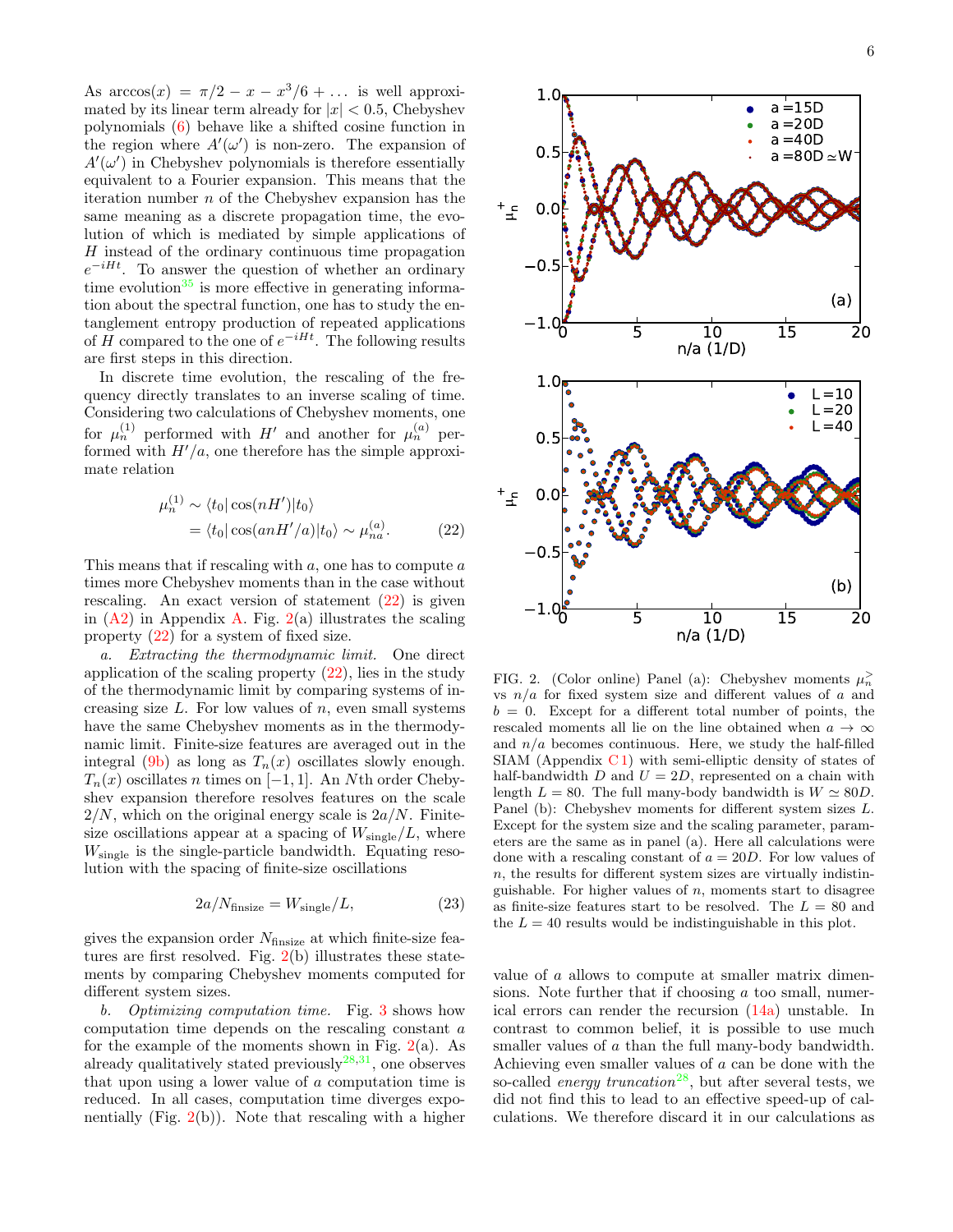As $\arccos(x) = \pi/2 - x - x^3/6 + \dots$ is well approximated by its linear term already for $|x| < 0.5$, Chebyshev polynomials (6) behave like a shifted cosine function in the region where $A'(\omega')$ is non-zero. The expansion of $A'(\omega')$ in Chebyshev polynomials is therefore essentially equivalent to a Fourier expansion. This means that the iteration number $n$ of the Chebyshev expansion has the same meaning as a discrete propagation time, the evolution of which is mediated by simple applications of $H$ instead of the ordinary continuous time propagation $e^{-iHt}$. To answer the question of whether an ordinary time evolution[35] is more effective in generating information about the spectral function, one has to study the entanglement entropy production of repeated applications of $H$ compared to the one of $e^{-iHt}$. The following results are first steps in this direction.

In discrete time evolution, the rescaling of the frequency directly translates to an inverse scaling of time. Considering two calculations of Chebyshev moments, one for $\mu_n^{(1)}$ performed with $H'$ and another for $\mu_n^{(a)}$ performed with $H'/a$, one therefore has the simple approximate relation

$$\begin{aligned}\mu_n^{(1)} &\sim \langle t_0|\cos(nH')|t_0\rangle \\ &= \langle t_0|\cos(anH'/a)|t_0\rangle \sim \mu_{na}^{(a)}.\end{aligned} \tag{22}$$

This means that if rescaling with $a$, one has to compute $a$ times more Chebyshev moments than in the case without rescaling. An exact version of statement (22) is given in (A2) in Appendix A. Fig. 2(a) illustrates the scaling property (22) for a system of fixed size.

*a. Extracting the thermodynamic limit.* One direct application of the scaling property (22), lies in the study of the thermodynamic limit by comparing systems of increasing size $L$. For low values of $n$, even small systems have the same Chebyshev moments as in the thermodynamic limit. Finite-size features are averaged out in the integral (9b) as long as $T_n(x)$ oscillates slowly enough. $T_n(x)$ oscillates $n$ times on $[-1, 1]$. An $N$th order Chebyshev expansion therefore resolves features on the scale $2/N$, which on the original energy scale is $2a/N$. Finite-size oscillations appear at a spacing of $W_{\text{single}}/L$, where $W_{\text{single}}$ is the single-particle bandwidth. Equating resolution with the spacing of finite-size oscillations

$$2a/N_{\text{finsize}} = W_{\text{single}}/L, \tag{23}$$

gives the expansion order $N_{\text{finsize}}$ at which finite-size features are first resolved. Fig. 2(b) illustrates these statements by comparing Chebyshev moments computed for different system sizes.

*b. Optimizing computation time.* Fig. 3 shows how computation time depends on the rescaling constant $a$ for the example of the moments shown in Fig. 2(a). As already qualitatively stated previously[28,31], one observes that upon using a lower value of $a$ computation time is reduced. In all cases, computation time diverges exponentially (Fig. 2(b)). Note that rescaling with a higher value of $a$ allows to compute at smaller matrix dimensions. Note further that if choosing $a$ too small, numerical errors can render the recursion (14a) unstable. In contrast to common belief, it is possible to use much smaller values of $a$ than the full many-body bandwidth. Achieving even smaller values of $a$ can be done with the so-called *energy truncation*[28], but after several tests, we did not find this to lead to an effective speed-up of calculations. We therefore discard it in our calculations as

FIG. 2. (Color online) Panel (a): Chebyshev moments $\mu_n^>$ vs $n/a$ for fixed system size and different values of $a$ and $b = 0$. Except for a different total number of points, the rescaled moments all lie on the line obtained when $a \to \infty$ and $n/a$ becomes continuous. Here, we study the half-filled SIAM (Appendix C 1) with semi-elliptic density of states of half-bandwidth $D$ and $U = 2D$, represented on a chain with length $L = 80$. The full many-body bandwidth is $W \simeq 80D$. Panel (b): Chebyshev moments for different system sizes $L$. Except for the system size and the scaling parameter, parameters are the same as in panel (a). Here all calculations were done with a rescaling constant of $a = 20D$. For low values of $n$, the results for different system sizes are virtually indistinguishable. For higher values of $n$, moments start to disagree as finite-size features start to be resolved. The $L = 80$ and the $L = 40$ results would be indistinguishable in this plot.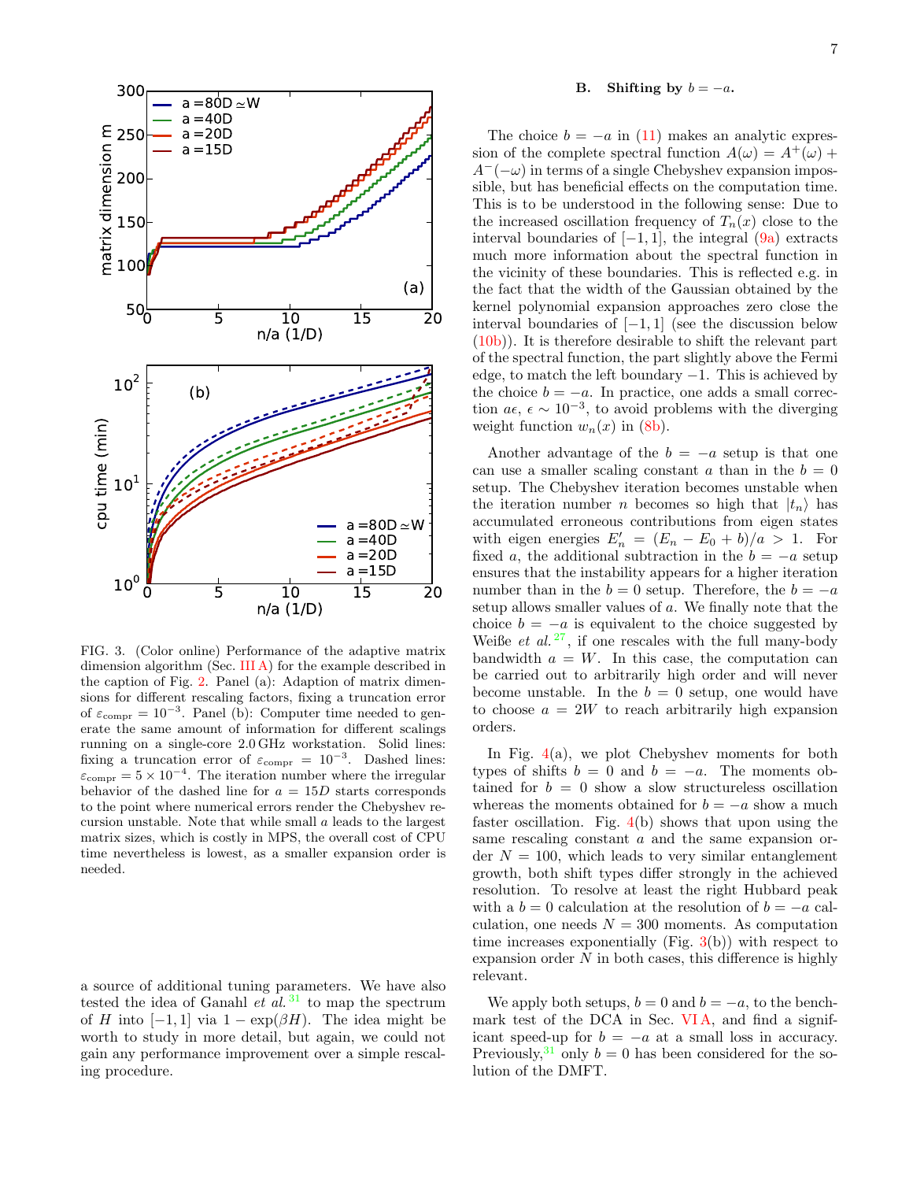FIG. 3. (Color online) Performance of the adaptive matrix dimension algorithm (Sec. III A) for the example described in the caption of Fig. 2. Panel (a): Adaption of matrix dimensions for different rescaling factors, fixing a truncation error of $\varepsilon_{\rm compr} = 10^{-3}$. Panel (b): Computer time needed to generate the same amount of information for different scalings running on a single-core 2.0 GHz workstation. Solid lines: fixing a truncation error of $\varepsilon_{\rm compr} = 10^{-3}$. Dashed lines: $\varepsilon_{\rm compr} = 5 \times 10^{-4}$. The iteration number where the irregular behavior of the dashed line for $a = 15D$ starts corresponds to the point where numerical errors render the Chebyshev recursion unstable. Note that while small $a$ leads to the largest matrix sizes, which is costly in MPS, the overall cost of CPU time nevertheless is lowest, as a smaller expansion order is needed.

a source of additional tuning parameters. We have also tested the idea of Ganahl *et al.*[31] to map the spectrum of $H$ into $[-1, 1]$ via $1 - \exp(\beta H)$. The idea might be worth to study in more detail, but again, we could not gain any performance improvement over a simple rescaling procedure.

### B. Shifting by $b = -a$.

The choice $b = -a$ in (11) makes an analytic expression of the complete spectral function $A(\omega) = A^+(\omega) + A^-(-\omega)$ in terms of a single Chebyshev expansion impossible, but has beneficial effects on the computation time. This is to be understood in the following sense: Due to the increased oscillation frequency of $T_n(x)$ close to the interval boundaries of $[-1, 1]$, the integral (9a) extracts much more information about the spectral function in the vicinity of these boundaries. This is reflected e.g. in the fact that the width of the Gaussian obtained by the kernel polynomial expansion approaches zero close the interval boundaries of $[-1, 1]$ (see the discussion below (10b)). It is therefore desirable to shift the relevant part of the spectral function, the part slightly above the Fermi edge, to match the left boundary $-1$. This is achieved by the choice $b = -a$. In practice, one adds a small correction $a\epsilon$, $\epsilon \sim 10^{-3}$, to avoid problems with the diverging weight function $w_n(x)$ in (8b).

Another advantage of the $b = -a$ setup is that one can use a smaller scaling constant $a$ than in the $b = 0$ setup. The Chebyshev iteration becomes unstable when the iteration number $n$ becomes so high that $|t_n\rangle$ has accumulated erroneous contributions from eigen states with eigen energies $E'_n = (E_n - E_0 + b)/a > 1$. For fixed $a$, the additional subtraction in the $b = -a$ setup ensures that the instability appears for a higher iteration number than in the $b = 0$ setup. Therefore, the $b = -a$ setup allows smaller values of $a$. We finally note that the choice $b = -a$ is equivalent to the choice suggested by Weiße *et al.*[27], if one rescales with the full many-body bandwidth $a = W$. In this case, the computation can be carried out to arbitrarily high order and will never become unstable. In the $b = 0$ setup, one would have to choose $a = 2W$ to reach arbitrarily high expansion orders.

In Fig. 4(a), we plot Chebyshev moments for both types of shifts $b = 0$ and $b = -a$. The moments obtained for $b = 0$ show a slow structureless oscillation whereas the moments obtained for $b = -a$ show a much faster oscillation. Fig. 4(b) shows that upon using the same rescaling constant $a$ and the same expansion order $N = 100$, which leads to very similar entanglement growth, both shift types differ strongly in the achieved resolution. To resolve at least the right Hubbard peak with a $b = 0$ calculation at the resolution of $b = -a$ calculation, one needs $N = 300$ moments. As computation time increases exponentially (Fig. 3(b)) with respect to expansion order $N$ in both cases, this difference is highly relevant.

We apply both setups, $b = 0$ and $b = -a$, to the benchmark test of the DCA in Sec. VI A, and find a significant speed-up for $b = -a$ at a small loss in accuracy. Previously,[31] only $b = 0$ has been considered for the solution of the DMFT.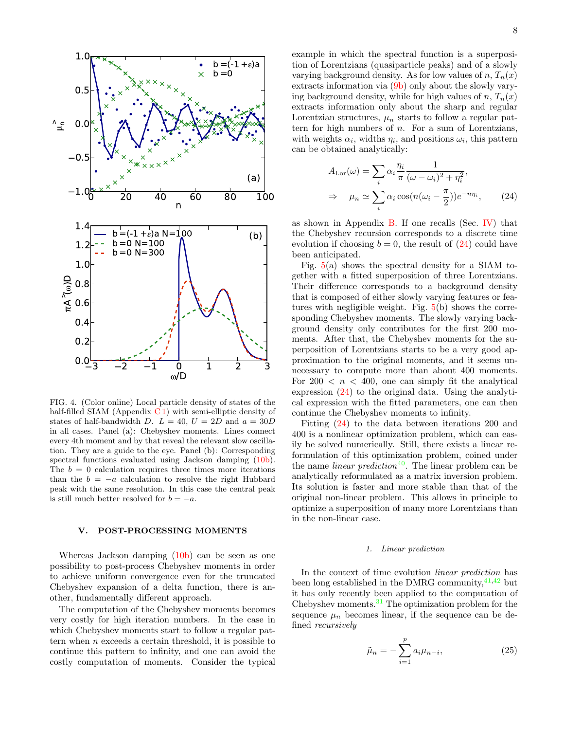FIG. 4. (Color online) Local particle density of states of the half-filled SIAM (Appendix C 1) with semi-elliptic density of states of half-bandwidth $D$. $L = 40$, $U = 2D$ and $a = 30D$ in all cases. Panel (a): Chebyshev moments. Lines connect every 4th moment and by that reveal the relevant slow oscillation. They are a guide to the eye. Panel (b): Corresponding spectral functions evaluated using Jackson damping (10b). The $b = 0$ calculation requires three times more iterations than the $b = -a$ calculation to resolve the right Hubbard peak with the same resolution. In this case the central peak is still much better resolved for $b = -a$.

## V. POST-PROCESSING MOMENTS

Whereas Jackson damping (10b) can be seen as one possibility to post-process Chebyshev moments in order to achieve uniform convergence even for the truncated Chebyshev expansion of a delta function, there is another, fundamentally different approach.

The computation of the Chebyshev moments becomes very costly for high iteration numbers. In the case in which Chebyshev moments start to follow a regular pattern when $n$ exceeds a certain threshold, it is possible to continue this pattern to infinity, and one can avoid the costly computation of moments. Consider the typical example in which the spectral function is a superposition of Lorentzians (quasiparticle peaks) and of a slowly varying background density. As for low values of $n$, $T_n(x)$ extracts information via (9b) only about the slowly varying background density, while for high values of $n$, $T_n(x)$ extracts information only about the sharp and regular Lorentzian structures, $\mu_n$ starts to follow a regular pattern for high numbers of $n$. For a sum of Lorentzians, with weights $\alpha_i$, widths $\eta_i$, and positions $\omega_i$, this pattern can be obtained analytically:

$$
\begin{aligned}
A_{\mathrm{Lor}}(\omega) &= \sum_i \alpha_i \frac{\eta_i}{\pi} \frac{1}{(\omega - \omega_i)^2 + \eta_i^2}, \\
\Rightarrow \quad \mu_n &\simeq \sum_i \alpha_i \cos(n(\omega_i - \frac{\pi}{2})) e^{-n\eta_i},
\end{aligned}
\tag{24}
$$

as shown in Appendix B. If one recalls (Sec. IV) that the Chebyshev recursion corresponds to a discrete time evolution if choosing $b = 0$, the result of (24) could have been anticipated.

Fig. 5(a) shows the spectral density for a SIAM together with a fitted superposition of three Lorentzians. Their difference corresponds to a background density that is composed of either slowly varying features or features with negligible weight. Fig. 5(b) shows the corresponding Chebyshev moments. The slowly varying background density only contributes for the first 200 moments. After that, the Chebyshev moments for the superposition of Lorentzians starts to be a very good approximation to the original moments, and it seems unnecessary to compute more than about 400 moments. For $200 < n < 400$, one can simply fit the analytical expression (24) to the original data. Using the analytical expression with the fitted parameters, one can then continue the Chebyshev moments to infinity.

Fitting (24) to the data between iterations 200 and 400 is a nonlinear optimization problem, which can easily be solved numerically. Still, there exists a linear reformulation of this optimization problem, coined under the name *linear prediction*[40]. The linear problem can be analytically reformulated as a matrix inversion problem. Its solution is faster and more stable than that of the original non-linear problem. This allows in principle to optimize a superposition of many more Lorentzians than in the non-linear case.

### 1. Linear prediction

In the context of time evolution *linear prediction* has been long established in the DMRG community,[41,42] but it has only recently been applied to the computation of Chebyshev moments.[31] The optimization problem for the sequence $\mu_n$ becomes linear, if the sequence can be defined *recursively*

$$
\tilde{\mu}_n = -\sum_{i=1}^{p} a_i \mu_{n-i}, \tag{25}
$$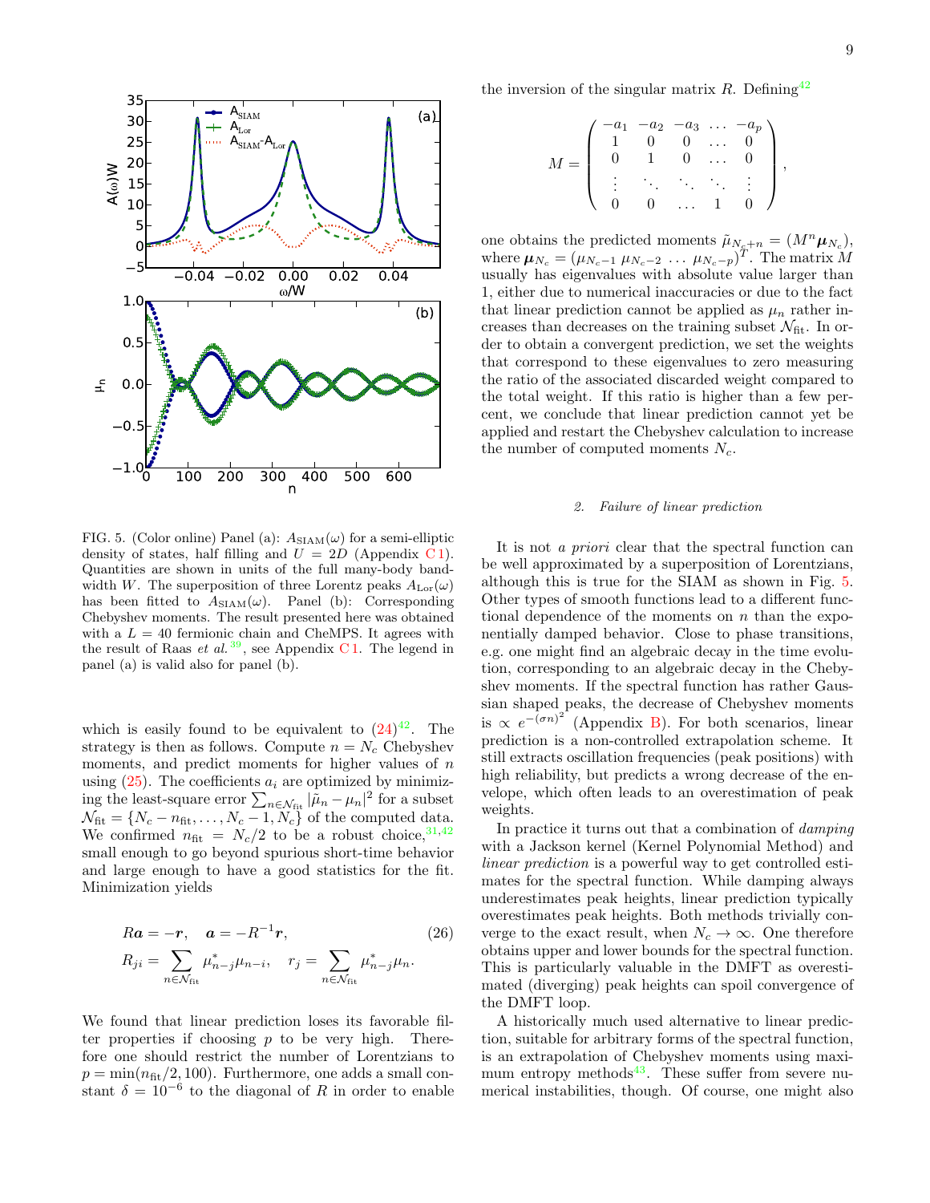FIG. 5. (Color online) Panel (a): $A_{\rm SIAM}(\omega)$ for a semi-elliptic density of states, half filling and $U = 2D$ (Appendix C1). Quantities are shown in units of the full many-body bandwidth $W$. The superposition of three Lorentz peaks $A_{\rm Lor}(\omega)$ has been fitted to $A_{\rm SIAM}(\omega)$. Panel (b): Corresponding Chebyshev moments. The result presented here was obtained with a $L = 40$ fermionic chain and CheMPS. It agrees with the result of Raas *et al.*[39], see Appendix C1. The legend in panel (a) is valid also for panel (b).

which is easily found to be equivalent to (24)[42]. The strategy is then as follows. Compute $n = N_c$ Chebyshev moments, and predict moments for higher values of $n$ using (25). The coefficients $a_i$ are optimized by minimizing the least-square error $\sum_{n\in\mathcal{N}_{\rm fit}} |\tilde{\mu}_n - \mu_n|^2$ for a subset $\mathcal{N}_{\rm fit} = \{N_c - n_{\rm fit}, \ldots, N_c - 1, N_c\}$ of the computed data. We confirmed $n_{\rm fit} = N_c/2$ to be a robust choice,[31,42] small enough to go beyond spurious short-time behavior and large enough to have a good statistics for the fit. Minimization yields

$$R\boldsymbol{a} = -\boldsymbol{r}, \quad \boldsymbol{a} = -R^{-1}\boldsymbol{r}, \tag{26}$$
$$R_{ji} = \sum_{n\in\mathcal{N}_{\rm fit}} \mu^*_{n-j}\mu_{n-i}, \quad r_j = \sum_{n\in\mathcal{N}_{\rm fit}} \mu^*_{n-j}\mu_n.$$

We found that linear prediction loses its favorable filter properties if choosing $p$ to be very high. Therefore one should restrict the number of Lorentzians to $p = \min(n_{\rm fit}/2, 100)$. Furthermore, one adds a small constant $\delta = 10^{-6}$ to the diagonal of $R$ in order to enable the inversion of the singular matrix $R$. Defining[42]

$$M = \begin{pmatrix} -a_1 & -a_2 & -a_3 & \ldots & -a_p \\ 1 & 0 & 0 & \ldots & 0 \\ 0 & 1 & 0 & \ldots & 0 \\ \vdots & \ddots & \ddots & \ddots & \vdots \\ 0 & 0 & \ldots & 1 & 0 \end{pmatrix},$$

one obtains the predicted moments $\tilde{\mu}_{N_c+n} = (M^n \boldsymbol{\mu}_{N_c})$, where $\boldsymbol{\mu}_{N_c} = (\mu_{N_c-1}\ \mu_{N_c-2}\ \ldots\ \mu_{N_c-p})^T$. The matrix $M$ usually has eigenvalues with absolute value larger than 1, either due to numerical inaccuracies or due to the fact that linear prediction cannot be applied as $\mu_n$ rather increases than decreases on the training subset $\mathcal{N}_{\rm fit}$. In order to obtain a convergent prediction, we set the weights that correspond to these eigenvalues to zero measuring the ratio of the associated discarded weight compared to the total weight. If this ratio is higher than a few percent, we conclude that linear prediction cannot yet be applied and restart the Chebyshev calculation to increase the number of computed moments $N_c$.

### 2. Failure of linear prediction

It is not *a priori* clear that the spectral function can be well approximated by a superposition of Lorentzians, although this is true for the SIAM as shown in Fig. 5. Other types of smooth functions lead to a different functional dependence of the moments on $n$ than the exponentially damped behavior. Close to phase transitions, e.g. one might find an algebraic decay in the time evolution, corresponding to an algebraic decay in the Chebyshev moments. If the spectral function has rather Gaussian shaped peaks, the decrease of Chebyshev moments is $\propto e^{-(\sigma n)^2}$ (Appendix B). For both scenarios, linear prediction is a non-controlled extrapolation scheme. It still extracts oscillation frequencies (peak positions) with high reliability, but predicts a wrong decrease of the envelope, which often leads to an overestimation of peak weights.

In practice it turns out that a combination of *damping* with a Jackson kernel (Kernel Polynomial Method) and *linear prediction* is a powerful way to get controlled estimates for the spectral function. While damping always underestimates peak heights, linear prediction typically overestimates peak heights. Both methods trivially converge to the exact result, when $N_c \to \infty$. One therefore obtains upper and lower bounds for the spectral function. This is particularly valuable in the DMFT as overestimated (diverging) peak heights can spoil convergence of the DMFT loop.

A historically much used alternative to linear prediction, suitable for arbitrary forms of the spectral function, is an extrapolation of Chebyshev moments using maximum entropy methods[43]. These suffer from severe numerical instabilities, though. Of course, one might also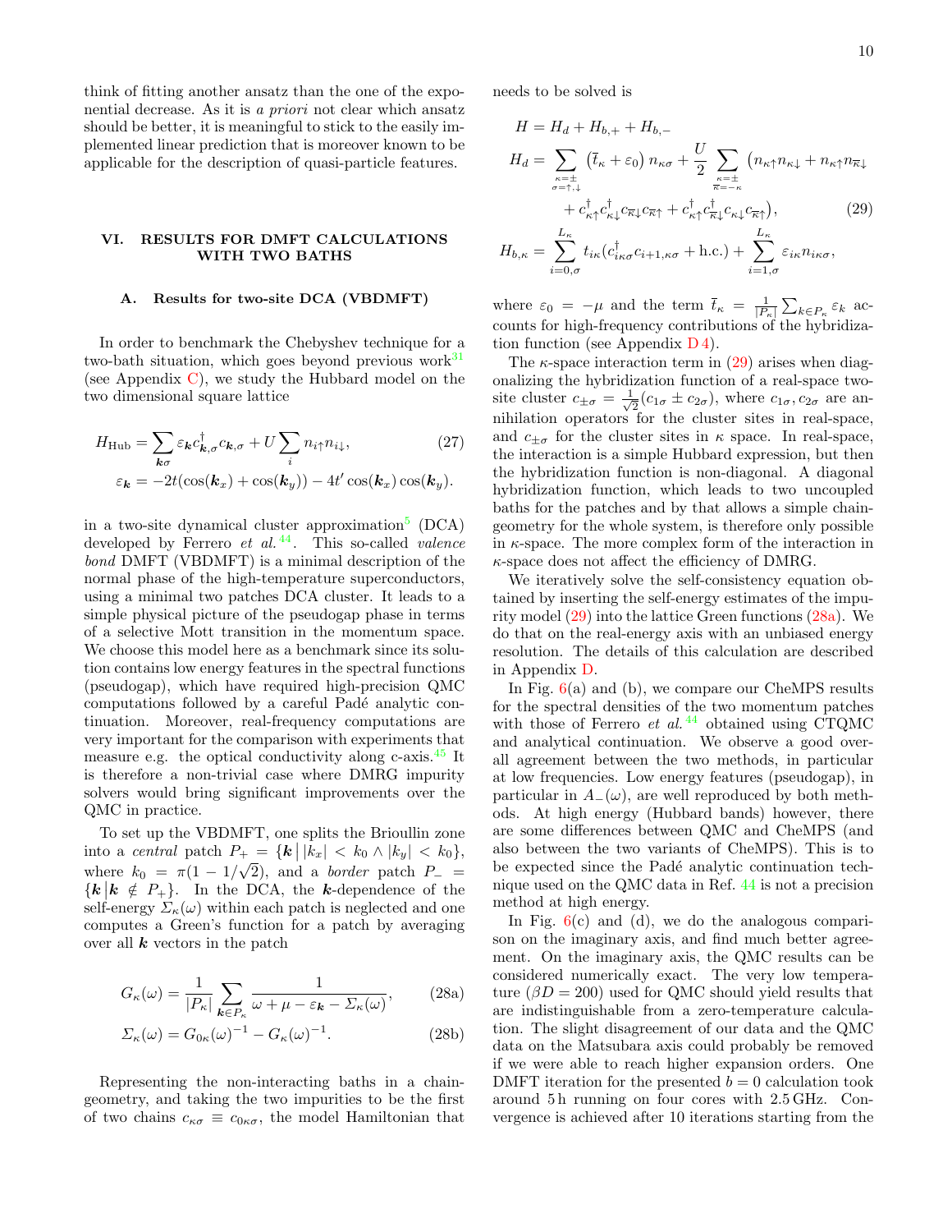think of fitting another ansatz than the one of the exponential decrease. As it is *a priori* not clear which ansatz should be better, it is meaningful to stick to the easily implemented linear prediction that is moreover known to be applicable for the description of quasi-particle features.

## VI. RESULTS FOR DMFT CALCULATIONS WITH TWO BATHS

### A. Results for two-site DCA (VBDMFT)

In order to benchmark the Chebyshev technique for a two-bath situation, which goes beyond previous work[31] (see Appendix C), we study the Hubbard model on the two dimensional square lattice

$$
\begin{aligned}
H_{\text{Hub}} &= \sum_{\boldsymbol{k}\sigma} \varepsilon_{\boldsymbol{k}} c^\dagger_{\boldsymbol{k},\sigma} c_{\boldsymbol{k},\sigma} + U \sum_i n_{i\uparrow} n_{i\downarrow}, \qquad (27)\\
\varepsilon_{\boldsymbol{k}} &= -2t(\cos(\boldsymbol{k}_x) + \cos(\boldsymbol{k}_y)) - 4t' \cos(\boldsymbol{k}_x)\cos(\boldsymbol{k}_y).
\end{aligned}
$$

in a two-site dynamical cluster approximation[5] (DCA) developed by Ferrero *et al.*[44]. This so-called *valence bond* DMFT (VBDMFT) is a minimal description of the normal phase of the high-temperature superconductors, using a minimal two patches DCA cluster. It leads to a simple physical picture of the pseudogap phase in terms of a selective Mott transition in the momentum space. We choose this model here as a benchmark since its solution contains low energy features in the spectral functions (pseudogap), which have required high-precision QMC computations followed by a careful Padé analytic continuation. Moreover, real-frequency computations are very important for the comparison with experiments that measure e.g. the optical conductivity along c-axis.[45] It is therefore a non-trivial case where DMRG impurity solvers would bring significant improvements over the QMC in practice.

To set up the VBDMFT, one splits the Brioullin zone into a *central* patch $P_+ = \{\boldsymbol{k}\,\big|\,|k_x| < k_0 \wedge |k_y| < k_0\}$, where $k_0 = \pi(1 - 1/\sqrt{2})$, and a *border* patch $P_- = \{\boldsymbol{k}\,\big|\,\boldsymbol{k} \notin P_+\}$. In the DCA, the $\boldsymbol{k}$-dependence of the self-energy $\Sigma_\kappa(\omega)$ within each patch is neglected and one computes a Green's function for a patch by averaging over all $\boldsymbol{k}$ vectors in the patch

$$
G_\kappa(\omega) = \frac{1}{|P_\kappa|} \sum_{\boldsymbol{k}\in P_\kappa} \frac{1}{\omega + \mu - \varepsilon_{\boldsymbol{k}} - \Sigma_\kappa(\omega)}, \qquad (28a)
$$

$$
\Sigma_\kappa(\omega) = G_{0\kappa}(\omega)^{-1} - G_\kappa(\omega)^{-1}. \qquad (28b)
$$

Representing the non-interacting baths in a chain-geometry, and taking the two impurities to be the first of two chains $c_{\kappa\sigma} \equiv c_{0\kappa\sigma}$, the model Hamiltonian that needs to be solved is

$$
\begin{aligned}
H &= H_d + H_{b,+} + H_{b,-} \\
H_d &= \sum_{\substack{\kappa=\pm\\ \sigma=\uparrow,\downarrow}} \left(\bar{t}_\kappa + \varepsilon_0\right) n_{\kappa\sigma} + \frac{U}{2} \sum_{\substack{\kappa=\pm\\ \bar{\kappa}=-\kappa}} \big(n_{\kappa\uparrow}n_{\kappa\downarrow} + n_{\kappa\uparrow}n_{\bar{\kappa}\downarrow} \\
&\quad + c^\dagger_{\kappa\uparrow}c^\dagger_{\kappa\downarrow}c_{\bar{\kappa}\downarrow}c_{\bar{\kappa}\uparrow} + c^\dagger_{\kappa\uparrow}c^\dagger_{\bar{\kappa}\downarrow}c_{\kappa\downarrow}c_{\bar{\kappa}\uparrow}\big), \qquad (29)\\
H_{b,\kappa} &= \sum_{i=0,\sigma}^{L_\kappa} t_{i\kappa}(c^\dagger_{i\kappa\sigma}c_{i+1,\kappa\sigma} + \text{h.c.}) + \sum_{i=1,\sigma}^{L_\kappa} \varepsilon_{i\kappa} n_{i\kappa\sigma},
\end{aligned}
$$

where $\varepsilon_0 = -\mu$ and the term $\bar{t}_\kappa = \frac{1}{|P_\kappa|}\sum_{k\in P_\kappa} \varepsilon_k$ accounts for high-frequency contributions of the hybridization function (see Appendix D 4).

The $\kappa$-space interaction term in (29) arises when diagonalizing the hybridization function of a real-space two-site cluster $c_{\pm\sigma} = \frac{1}{\sqrt{2}}(c_{1\sigma} \pm c_{2\sigma})$, where $c_{1\sigma}, c_{2\sigma}$ are annihilation operators for the cluster sites in real-space, and $c_{\pm\sigma}$ for the cluster sites in $\kappa$ space. In real-space, the interaction is a simple Hubbard expression, but then the hybridization function is non-diagonal. A diagonal hybridization function, which leads to two uncoupled baths for the patches and by that allows a simple chain-geometry for the whole system, is therefore only possible in $\kappa$-space. The more complex form of the interaction in $\kappa$-space does not affect the efficiency of DMRG.

We iteratively solve the self-consistency equation obtained by inserting the self-energy estimates of the impurity model (29) into the lattice Green functions (28a). We do that on the real-energy axis with an unbiased energy resolution. The details of this calculation are described in Appendix D.

In Fig. 6(a) and (b), we compare our CheMPS results for the spectral densities of the two momentum patches with those of Ferrero *et al.*[44] obtained using CTQMC and analytical continuation. We observe a good overall agreement between the two methods, in particular at low frequencies. Low energy features (pseudogap), in particular in $A_-(\omega)$, are well reproduced by both methods. At high energy (Hubbard bands) however, there are some differences between QMC and CheMPS (and also between the two variants of CheMPS). This is to be expected since the Padé analytic continuation technique used on the QMC data in Ref. 44 is not a precision method at high energy.

In Fig. 6(c) and (d), we do the analogous comparison on the imaginary axis, and find much better agreement. On the imaginary axis, the QMC results can be considered numerically exact. The very low temperature ($\beta D = 200$) used for QMC should yield results that are indistinguishable from a zero-temperature calculation. The slight disagreement of our data and the QMC data on the Matsubara axis could probably be removed if we were able to reach higher expansion orders. One DMFT iteration for the presented $b = 0$ calculation took around 5 h running on four cores with 2.5 GHz. Convergence is achieved after 10 iterations starting from the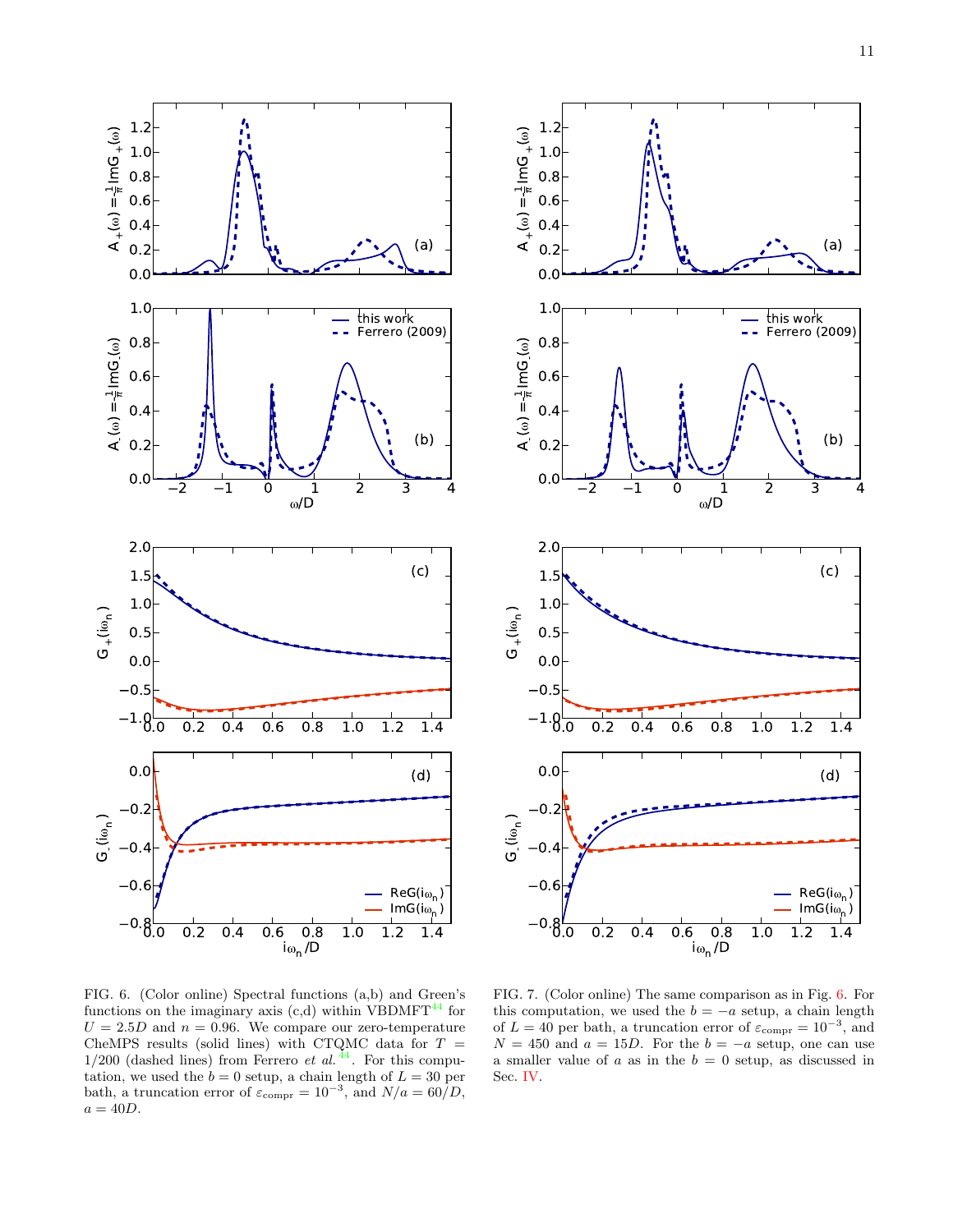FIG. 6. (Color online) Spectral functions (a,b) and Green's functions on the imaginary axis (c,d) within VBDMFT[44] for $U = 2.5D$ and $n = 0.96$. We compare our zero-temperature CheMPS results (solid lines) with CTQMC data for $T = 1/200$ (dashed lines) from Ferrero *et al.* [44]. For this computation, we used the $b = 0$ setup, a chain length of $L = 30$ per bath, a truncation error of $\varepsilon_{\mathrm{compr}} = 10^{-3}$, and $N/a = 60/D$, $a = 40D$.

FIG. 7. (Color online) The same comparison as in Fig. 6. For this computation, we used the $b = -a$ setup, a chain length of $L = 40$ per bath, a truncation error of $\varepsilon_{\mathrm{compr}} = 10^{-3}$, and $N = 450$ and $a = 15D$. For the $b = -a$ setup, one can use a smaller value of $a$ as in the $b = 0$ setup, as discussed in Sec. IV.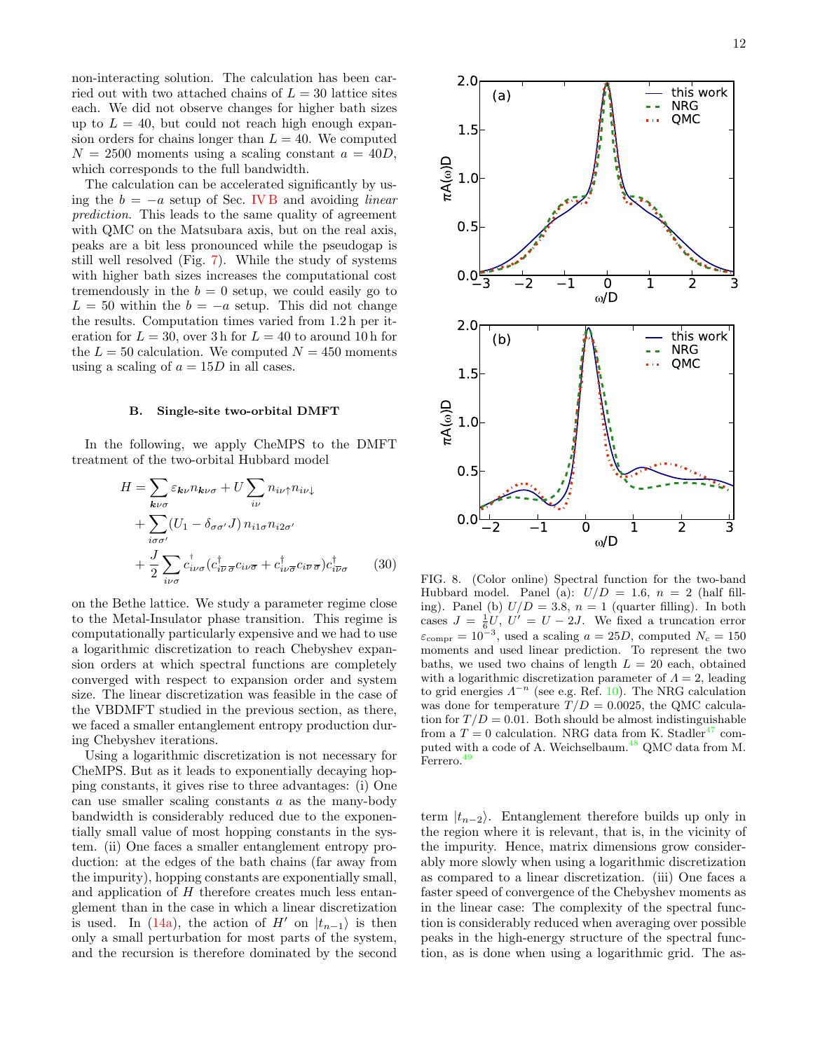non-interacting solution. The calculation has been carried out with two attached chains of $L = 30$ lattice sites each. We did not observe changes for higher bath sizes up to $L = 40$, but could not reach high enough expansion orders for chains longer than $L = 40$. We computed $N = 2500$ moments using a scaling constant $a = 40D$, which corresponds to the full bandwidth.

The calculation can be accelerated significantly by using the $b = -a$ setup of Sec. IV B and avoiding *linear prediction*. This leads to the same quality of agreement with QMC on the Matsubara axis, but on the real axis, peaks are a bit less pronounced while the pseudogap is still well resolved (Fig. 7). While the study of systems with higher bath sizes increases the computational cost tremendously in the $b = 0$ setup, we could easily go to $L = 50$ within the $b = -a$ setup. This did not change the results. Computation times varied from 1.2 h per iteration for $L = 30$, over 3 h for $L = 40$ to around 10 h for the $L = 50$ calculation. We computed $N = 450$ moments using a scaling of $a = 15D$ in all cases.

### B. Single-site two-orbital DMFT

In the following, we apply CheMPS to the DMFT treatment of the two-orbital Hubbard model

$$
\begin{aligned}
H = & \sum_{\boldsymbol{k}\nu\sigma} \varepsilon_{\boldsymbol{k}\nu} n_{\boldsymbol{k}\nu\sigma} + U \sum_{i\nu} n_{i\nu\uparrow} n_{i\nu\downarrow} \\
& + \sum_{i\sigma\sigma'} (U_1 - \delta_{\sigma\sigma'} J)\, n_{i1\sigma} n_{i2\sigma'} \\
& + \frac{J}{2} \sum_{i\nu\sigma} c^{\dagger}_{i\nu\sigma} (c^{\dagger}_{i\overline{\nu}\,\overline{\sigma}} c_{i\nu\overline{\sigma}} + c^{\dagger}_{i\nu\overline{\sigma}} c_{i\overline{\nu}\,\overline{\sigma}}) c^{\dagger}_{i\overline{\nu}\sigma} \qquad (30)
\end{aligned}
$$

on the Bethe lattice. We study a parameter regime close to the Metal-Insulator phase transition. This regime is computationally particularly expensive and we had to use a logarithmic discretization to reach Chebyshev expansion orders at which spectral functions are completely converged with respect to expansion order and system size. The linear discretization was feasible in the case of the VBDMFT studied in the previous section, as there, we faced a smaller entanglement entropy production during Chebyshev iterations.

Using a logarithmic discretization is not necessary for CheMPS. But as it leads to exponentially decaying hopping constants, it gives rise to three advantages: (i) One can use smaller scaling constants $a$ as the many-body bandwidth is considerably reduced due to the exponentially small value of most hopping constants in the system. (ii) One faces a smaller entanglement entropy production: at the edges of the bath chains (far away from the impurity), hopping constants are exponentially small, and application of $H$ therefore creates much less entanglement than in the case in which a linear discretization is used. In (14a), the action of $H'$ on $|t_{n-1}\rangle$ is then only a small perturbation for most parts of the system, and the recursion is therefore dominated by the second term $|t_{n-2}\rangle$. Entanglement therefore builds up only in the region where it is relevant, that is, in the vicinity of the impurity. Hence, matrix dimensions grow considerably more slowly when using a logarithmic discretization as compared to a linear discretization. (iii) One faces a faster speed of convergence of the Chebyshev moments as in the linear case: The complexity of the spectral function is considerably reduced when averaging over possible peaks in the high-energy structure of the spectral function, as is done when using a logarithmic grid. The as-

FIG. 8. (Color online) Spectral function for the two-band Hubbard model. Panel (a): $U/D = 1.6$, $n = 2$ (half filling). Panel (b) $U/D = 3.8$, $n = 1$ (quarter filling). In both cases $J = \frac{1}{6}U$, $U' = U - 2J$. We fixed a truncation error $\varepsilon_{\text{compr}} = 10^{-3}$, used a scaling $a = 25D$, computed $N_c = 150$ moments and used linear prediction. To represent the two baths, we used two chains of length $L = 20$ each, obtained with a logarithmic discretization parameter of $\Lambda = 2$, leading to grid energies $\Lambda^{-n}$ (see e.g. Ref. 10). The NRG calculation was done for temperature $T/D = 0.0025$, the QMC calculation for $T/D = 0.01$. Both should be almost indistinguishable from a $T = 0$ calculation. NRG data from K. Stadler[47] computed with a code of A. Weichselbaum.[48] QMC data from M. Ferrero.[49]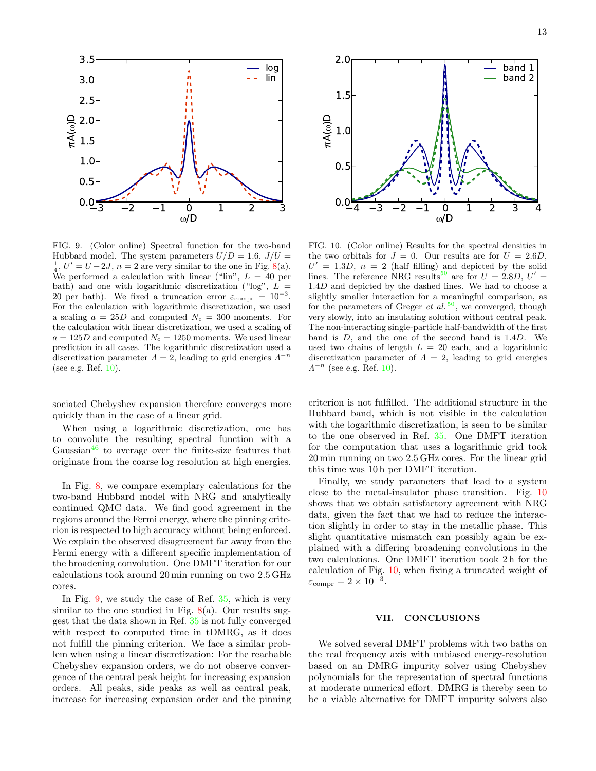FIG. 9. (Color online) Spectral function for the two-band Hubbard model. The system parameters $U/D = 1.6$, $J/U = \frac{1}{4}$, $U' = U - 2J$, $n = 2$ are very similar to the one in Fig. 8(a). We performed a calculation with linear ("lin", $L = 40$ per bath) and one with logarithmic discretization ("log", $L = 20$ per bath). We fixed a truncation error $\varepsilon_{\mathrm{compr}} = 10^{-3}$. For the calculation with logarithmic discretization, we used a scaling $a = 25D$ and computed $N_c = 300$ moments. For the calculation with linear discretization, we used a scaling of $a = 125D$ and computed $N_c = 1250$ moments. We used linear prediction in all cases. The logarithmic discretization used a discretization parameter $\Lambda = 2$, leading to grid energies $\Lambda^{-n}$ (see e.g. Ref. 10).

FIG. 10. (Color online) Results for the spectral densities in the two orbitals for $J = 0$. Our results are for $U = 2.6D$, $U' = 1.3D$, $n = 2$ (half filling) and depicted by the solid lines. The reference NRG results[50] are for $U = 2.8D$, $U' = 1.4D$ and depicted by the dashed lines. We had to choose a slightly smaller interaction for a meaningful comparison, as for the parameters of Greger *et al.*[50], we converged, though very slowly, into an insulating solution without central peak. The non-interacting single-particle half-bandwidth of the first band is $D$, and the one of the second band is $1.4D$. We used two chains of length $L = 20$ each, and a logarithmic discretization parameter of $\Lambda = 2$, leading to grid energies $\Lambda^{-n}$ (see e.g. Ref. 10).

sociated Chebyshev expansion therefore converges more quickly than in the case of a linear grid.

When using a logarithmic discretization, one has to convolute the resulting spectral function with a Gaussian[46] to average over the finite-size features that originate from the coarse log resolution at high energies.

In Fig. 8, we compare exemplary calculations for the two-band Hubbard model with NRG and analytically continued QMC data. We find good agreement in the regions around the Fermi energy, where the pinning criterion is respected to high accuracy without being enforced. We explain the observed disagreement far away from the Fermi energy with a different specific implementation of the broadening convolution. One DMFT iteration for our calculations took around 20 min running on two 2.5 GHz cores.

In Fig. 9, we study the case of Ref. 35, which is very similar to the one studied in Fig. 8(a). Our results suggest that the data shown in Ref. 35 is not fully converged with respect to computed time in tDMRG, as it does not fulfill the pinning criterion. We face a similar problem when using a linear discretization: For the reachable Chebyshev expansion orders, we do not observe convergence of the central peak height for increasing expansion orders. All peaks, side peaks as well as central peak, increase for increasing expansion order and the pinning criterion is not fulfilled. The additional structure in the Hubbard band, which is not visible in the calculation with the logarithmic discretization, is seen to be similar to the one observed in Ref. 35. One DMFT iteration for the computation that uses a logarithmic grid took 20 min running on two 2.5 GHz cores. For the linear grid this time was 10 h per DMFT iteration.

Finally, we study parameters that lead to a system close to the metal-insulator phase transition. Fig. 10 shows that we obtain satisfactory agreement with NRG data, given the fact that we had to reduce the interaction slightly in order to stay in the metallic phase. This slight quantitative mismatch can possibly again be explained with a differing broadening convolutions in the two calculations. One DMFT iteration took 2 h for the calculation of Fig. 10, when fixing a truncated weight of $\varepsilon_{\mathrm{compr}} = 2 \times 10^{-3}$.

## VII. CONCLUSIONS

We solved several DMFT problems with two baths on the real frequency axis with unbiased energy-resolution based on an DMRG impurity solver using Chebyshev polynomials for the representation of spectral functions at moderate numerical effort. DMRG is thereby seen to be a viable alternative for DMFT impurity solvers also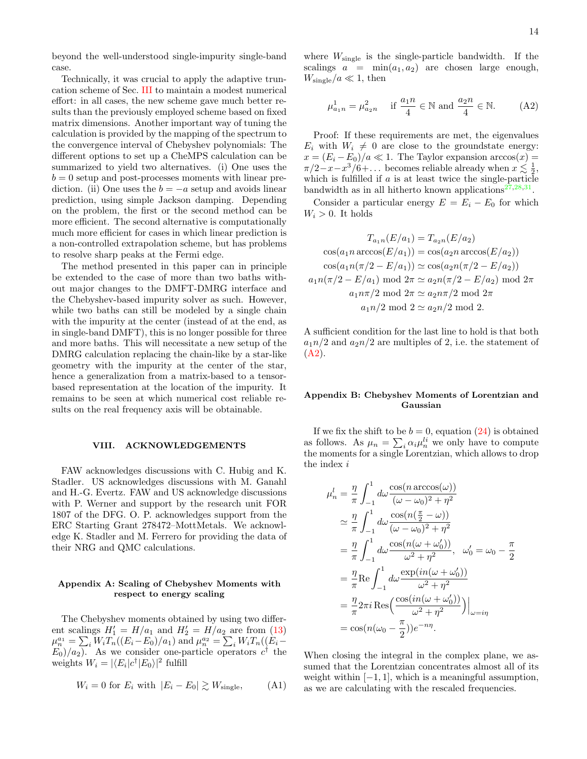beyond the well-understood single-impurity single-band case.

Technically, it was crucial to apply the adaptive truncation scheme of Sec. III to maintain a modest numerical effort: in all cases, the new scheme gave much better results than the previously employed scheme based on fixed matrix dimensions. Another important way of tuning the calculation is provided by the mapping of the spectrum to the convergence interval of Chebyshev polynomials: The different options to set up a CheMPS calculation can be summarized to yield two alternatives. (i) One uses the $b = 0$ setup and post-processes moments with linear prediction. (ii) One uses the $b = -a$ setup and avoids linear prediction, using simple Jackson damping. Depending on the problem, the first or the second method can be more efficient. The second alternative is computationally much more efficient for cases in which linear prediction is a non-controlled extrapolation scheme, but has problems to resolve sharp peaks at the Fermi edge.

The method presented in this paper can in principle be extended to the case of more than two baths without major changes to the DMFT-DMRG interface and the Chebyshev-based impurity solver as such. However, while two baths can still be modeled by a single chain with the impurity at the center (instead of at the end, as in single-band DMFT), this is no longer possible for three and more baths. This will necessitate a new setup of the DMRG calculation replacing the chain-like by a star-like geometry with the impurity at the center of the star, hence a generalization from a matrix-based to a tensor-based representation at the location of the impurity. It remains to be seen at which numerical cost reliable results on the real frequency axis will be obtainable.

## VIII. ACKNOWLEDGEMENTS

FAW acknowledges discussions with C. Hubig and K. Stadler. US acknowledges discussions with M. Ganahl and H.-G. Evertz. FAW and US acknowledge discussions with P. Werner and support by the research unit FOR 1807 of the DFG. O. P. acknowledges support from the ERC Starting Grant 278472–MottMetals. We acknowledge K. Stadler and M. Ferrero for providing the data of their NRG and QMC calculations.

### Appendix A: Scaling of Chebyshev Moments with respect to energy scaling

The Chebyshev moments obtained by using two different scalings $H_1' = H/a_1$ and $H_2' = H/a_2$ are from (13) $\mu_n^{a_1} = \sum_i W_i T_n((E_i - E_0)/a_1)$ and $\mu_n^{a_2} = \sum_i W_i T_n((E_i - E_0)/a_2)$. As we consider one-particle operators $c^\dagger$ the weights $W_i = |\langle E_i|c^\dagger|E_0\rangle|^2$ fulfill

$$W_i = 0 \text{ for } E_i \text{ with } |E_i - E_0| \gtrsim W_{\text{single}}, \tag{A1}$$

where $W_{\text{single}}$ is the single-particle bandwidth. If the scalings $a = \min(a_1, a_2)$ are chosen large enough, $W_{\text{single}}/a \ll 1$, then

$$\mu^1_{a_1 n} = \mu^2_{a_2 n} \quad \text{if } \frac{a_1 n}{4} \in \mathbb{N} \text{ and } \frac{a_2 n}{4} \in \mathbb{N}. \tag{A2}$$

Proof: If these requirements are met, the eigenvalues $E_i$ with $W_i \neq 0$ are close to the groundstate energy: $x = (E_i - E_0)/a \ll 1$. The Taylor expansion $\arccos(x) = \pi/2 - x - x^3/6 + \ldots$ becomes reliable already when $x \lesssim \frac{1}{2}$, which is fulfilled if $a$ is at least twice the single-particle bandwidth as in all hitherto known applications[27,28,31].

Consider a particular energy $E = E_i - E_0$ for which $W_i > 0$. It holds

$$\begin{gathered}
T_{a_1 n}(E/a_1) = T_{a_2 n}(E/a_2)\\
\cos(a_1 n \arccos(E/a_1)) = \cos(a_2 n \arccos(E/a_2))\\
\cos(a_1 n(\pi/2 - E/a_1)) \simeq \cos(a_2 n(\pi/2 - E/a_2))\\
a_1 n(\pi/2 - E/a_1) \bmod 2\pi \simeq a_2 n(\pi/2 - E/a_2) \bmod 2\pi\\
a_1 n\pi/2 \bmod 2\pi \simeq a_2 n\pi/2 \bmod 2\pi\\
a_1 n/2 \bmod 2 \simeq a_2 n/2 \bmod 2.
\end{gathered}$$

A sufficient condition for the last line to hold is that both $a_1 n/2$ and $a_2 n/2$ are multiples of 2, i.e. the statement of (A2).

### Appendix B: Chebyshev Moments of Lorentzian and Gaussian

If we fix the shift to be $b = 0$, equation (24) is obtained as follows. As $\mu_n = \sum_i \alpha_i \mu_n^{l_i}$ we only have to compute the moments for a single Lorentzian, which allows to drop the index $i$

$$\begin{aligned}
\mu_n^l &= \frac{\eta}{\pi}\int_{-1}^{1} d\omega \frac{\cos(n\arccos(\omega))}{(\omega-\omega_0)^2+\eta^2}\\
&\simeq \frac{\eta}{\pi}\int_{-1}^{1} d\omega \frac{\cos(n(\frac{\pi}{2}-\omega))}{(\omega-\omega_0)^2+\eta^2}\\
&= \frac{\eta}{\pi}\int_{-1}^{1} d\omega \frac{\cos(n(\omega+\omega_0'))}{\omega^2+\eta^2}, \quad \omega_0' = \omega_0 - \frac{\pi}{2}\\
&= \frac{\eta}{\pi}\mathrm{Re}\int_{-1}^{1} d\omega \frac{\exp(in(\omega+\omega_0'))}{\omega^2+\eta^2}\\
&= \frac{\eta}{\pi}2\pi i\,\mathrm{Res}\Big(\frac{\cos(in(\omega+\omega_0'))}{\omega^2+\eta^2}\Big)\Big|_{\omega=i\eta}\\
&= \cos(n(\omega_0 - \frac{\pi}{2}))e^{-n\eta}.
\end{aligned}$$

When closing the integral in the complex plane, we assumed that the Lorentzian concentrates almost all of its weight within $[-1, 1]$, which is a meaningful assumption, as we are calculating with the rescaled frequencies.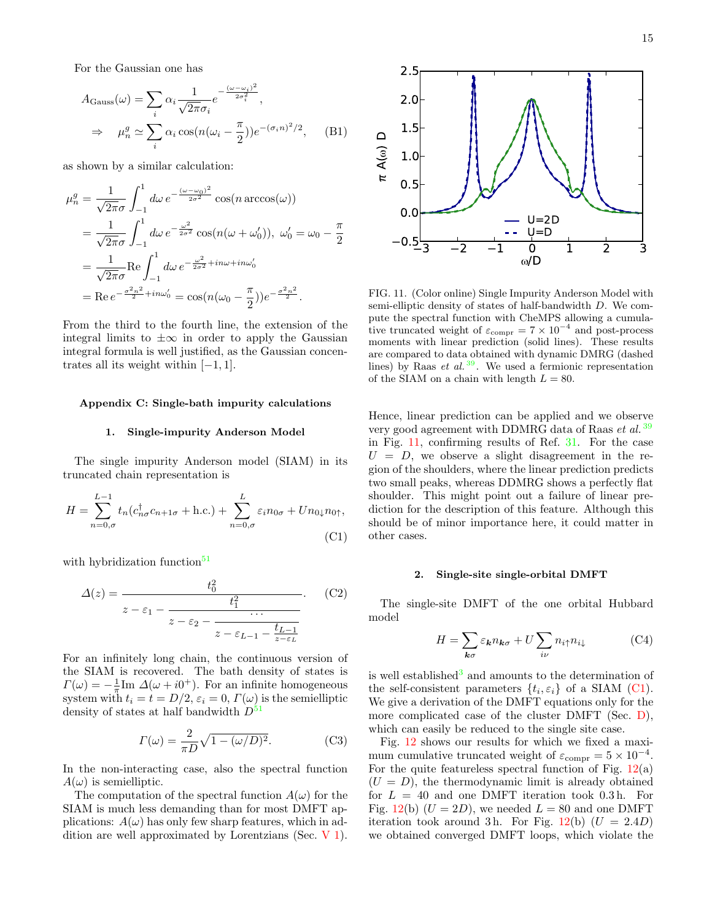For the Gaussian one has

$$A_{\text{Gauss}}(\omega) = \sum_i \alpha_i \frac{1}{\sqrt{2\pi}\sigma_i} e^{-\frac{(\omega-\omega_i)^2}{2\sigma_i^2}},$$
$$\Rightarrow \quad \mu_n^g \simeq \sum_i \alpha_i \cos(n(\omega_i - \frac{\pi}{2}))e^{-(\sigma_i n)^2/2}, \tag{B1}$$

as shown by a similar calculation:

$$\begin{aligned}
\mu_n^g &= \frac{1}{\sqrt{2\pi}\sigma}\int_{-1}^{1} d\omega\, e^{-\frac{(\omega-\omega_0)^2}{2\sigma^2}} \cos(n \arccos(\omega)) \\
&= \frac{1}{\sqrt{2\pi}\sigma}\int_{-1}^{1} d\omega\, e^{-\frac{\omega^2}{2\sigma^2}} \cos(n(\omega+\omega_0')),\ \omega_0' = \omega_0 - \frac{\pi}{2} \\
&= \frac{1}{\sqrt{2\pi}\sigma}\text{Re}\int_{-1}^{1} d\omega\, e^{-\frac{\omega^2}{2\sigma^2}+in\omega+in\omega_0'} \\
&= \text{Re}\, e^{-\frac{\sigma^2 n^2}{2}+in\omega_0'} = \cos(n(\omega_0 - \frac{\pi}{2}))e^{-\frac{\sigma^2 n^2}{2}}.
\end{aligned}$$

From the third to the fourth line, the extension of the integral limits to $\pm\infty$ in order to apply the Gaussian integral formula is well justified, as the Gaussian concentrates all its weight within $[-1, 1]$.

## Appendix C: Single-bath impurity calculations

### 1. Single-impurity Anderson Model

The single impurity Anderson model (SIAM) in its truncated chain representation is

$$H = \sum_{n=0,\sigma}^{L-1} t_n(c_{n\sigma}^\dagger c_{n+1\sigma} + \text{h.c.}) + \sum_{n=0,\sigma}^{L} \varepsilon_i n_{0\sigma} + U n_{0\downarrow} n_{0\uparrow}, \tag{C1}$$

with hybridization function[51]

$$\Delta(z) = \cfrac{t_0^2}{z - \varepsilon_1 - \cfrac{t_1^2}{z - \varepsilon_2 - \cfrac{\cdots}{z - \varepsilon_{L-1} - \frac{t_{L-1}}{z-\varepsilon_L}}}}. \tag{C2}$$

For an infinitely long chain, the continuous version of the SIAM is recovered. The bath density of states is $\Gamma(\omega) = -\frac{1}{\pi}\text{Im}\,\Delta(\omega + i0^+)$. For an infinite homogeneous system with $t_i = t = D/2$, $\varepsilon_i = 0$, $\Gamma(\omega)$ is the semielliptic density of states at half bandwidth $D$[51]

$$\Gamma(\omega) = \frac{2}{\pi D}\sqrt{1-(\omega/D)^2}. \tag{C3}$$

In the non-interacting case, also the spectral function $A(\omega)$ is semielliptic.

The computation of the spectral function $A(\omega)$ for the SIAM is much less demanding than for most DMFT applications: $A(\omega)$ has only few sharp features, which in addition are well approximated by Lorentzians (Sec. V 1).

FIG. 11. (Color online) Single Impurity Anderson Model with semi-elliptic density of states of half-bandwidth $D$. We compute the spectral function with CheMPS allowing a cumulative truncated weight of $\varepsilon_{\text{compr}} = 7 \times 10^{-4}$ and post-process moments with linear prediction (solid lines). These results are compared to data obtained with dynamic DMRG (dashed lines) by Raas *et al.*[39]. We used a fermionic representation of the SIAM on a chain with length $L = 80$.

Hence, linear prediction can be applied and we observe very good agreement with DDMRG data of Raas *et al.*[39] in Fig. 11, confirming results of Ref. 31. For the case $U = D$, we observe a slight disagreement in the region of the shoulders, where the linear prediction predicts two small peaks, whereas DDMRG shows a perfectly flat shoulder. This might point out a failure of linear prediction for the description of this feature. Although this should be of minor importance here, it could matter in other cases.

### 2. Single-site single-orbital DMFT

The single-site DMFT of the one orbital Hubbard model

$$H = \sum_{\boldsymbol{k}\sigma} \varepsilon_{\boldsymbol{k}} n_{\boldsymbol{k}\sigma} + U\sum_{i\nu} n_{i\uparrow}n_{i\downarrow} \tag{C4}$$

is well established[3] and amounts to the determination of the self-consistent parameters $\{t_i, \varepsilon_i\}$ of a SIAM (C1). We give a derivation of the DMFT equations only for the more complicated case of the cluster DMFT (Sec. D), which can easily be reduced to the single site case.

Fig. 12 shows our results for which we fixed a maximum cumulative truncated weight of $\varepsilon_{\text{compr}} = 5 \times 10^{-4}$. For the quite featureless spectral function of Fig. 12(a) ($U = D$), the thermodynamic limit is already obtained for $L = 40$ and one DMFT iteration took 0.3 h. For Fig. 12(b) ($U = 2D$), we needed $L = 80$ and one DMFT iteration took around 3 h. For Fig. 12(b) ($U = 2.4D$) we obtained converged DMFT loops, which violate the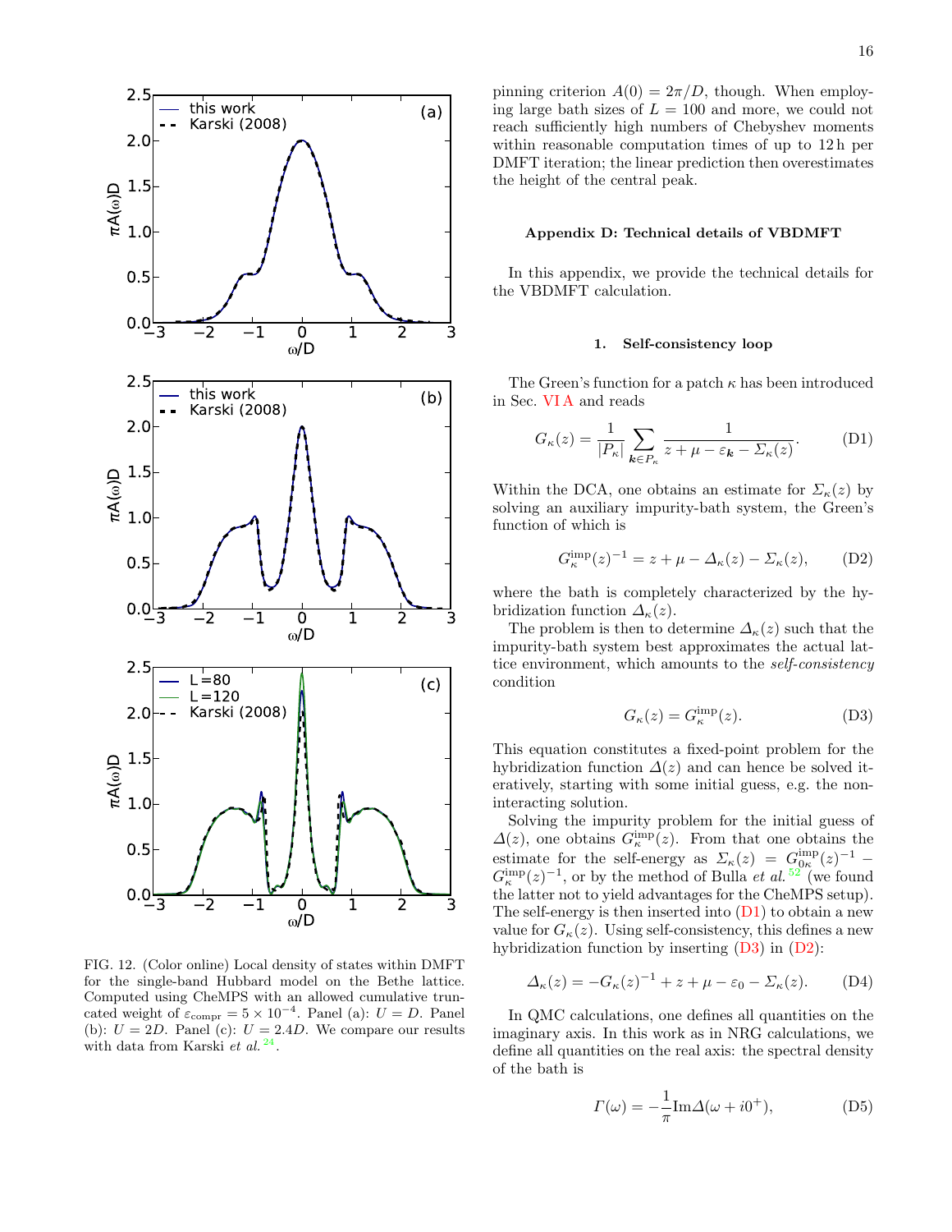FIG. 12. (Color online) Local density of states within DMFT for the single-band Hubbard model on the Bethe lattice. Computed using CheMPS with an allowed cumulative truncated weight of $\varepsilon_{\rm compr} = 5 \times 10^{-4}$. Panel (a): $U = D$. Panel (b): $U = 2D$. Panel (c): $U = 2.4D$. We compare our results with data from Karski *et al.*[24].

pinning criterion $A(0) = 2\pi/D$, though. When employing large bath sizes of $L = 100$ and more, we could not reach sufficiently high numbers of Chebyshev moments within reasonable computation times of up to 12 h per DMFT iteration; the linear prediction then overestimates the height of the central peak.

## Appendix D: Technical details of VBDMFT

In this appendix, we provide the technical details for the VBDMFT calculation.

### 1. Self-consistency loop

The Green's function for a patch $\kappa$ has been introduced in Sec. VI A and reads

$$G_\kappa(z) = \frac{1}{|P_\kappa|} \sum_{\boldsymbol{k} \in P_\kappa} \frac{1}{z + \mu - \varepsilon_{\boldsymbol{k}} - \Sigma_\kappa(z)}. \tag{D1}$$

Within the DCA, one obtains an estimate for $\Sigma_\kappa(z)$ by solving an auxiliary impurity-bath system, the Green's function of which is

$$G^{\rm imp}_\kappa(z)^{-1} = z + \mu - \Delta_\kappa(z) - \Sigma_\kappa(z), \tag{D2}$$

where the bath is completely characterized by the hybridization function $\Delta_\kappa(z)$.

The problem is then to determine $\Delta_\kappa(z)$ such that the impurity-bath system best approximates the actual lattice environment, which amounts to the *self-consistency* condition

$$G_\kappa(z) = G^{\rm imp}_\kappa(z). \tag{D3}$$

This equation constitutes a fixed-point problem for the hybridization function $\Delta(z)$ and can hence be solved iteratively, starting with some initial guess, e.g. the non-interacting solution.

Solving the impurity problem for the initial guess of $\Delta(z)$, one obtains $G^{\rm imp}_\kappa(z)$. From that one obtains the estimate for the self-energy as $\Sigma_\kappa(z) = G^{\rm imp}_{0\kappa}(z)^{-1} - G^{\rm imp}_\kappa(z)^{-1}$, or by the method of Bulla *et al.*[52] (we found the latter not to yield advantages for the CheMPS setup). The self-energy is then inserted into (D1) to obtain a new value for $G_\kappa(z)$. Using self-consistency, this defines a new hybridization function by inserting (D3) in (D2):

$$\Delta_\kappa(z) = -G_\kappa(z)^{-1} + z + \mu - \varepsilon_0 - \Sigma_\kappa(z). \tag{D4}$$

In QMC calculations, one defines all quantities on the imaginary axis. In this work as in NRG calculations, we define all quantities on the real axis: the spectral density of the bath is

$$\Gamma(\omega) = -\frac{1}{\pi} {\rm Im} \Delta(\omega + i0^+), \tag{D5}$$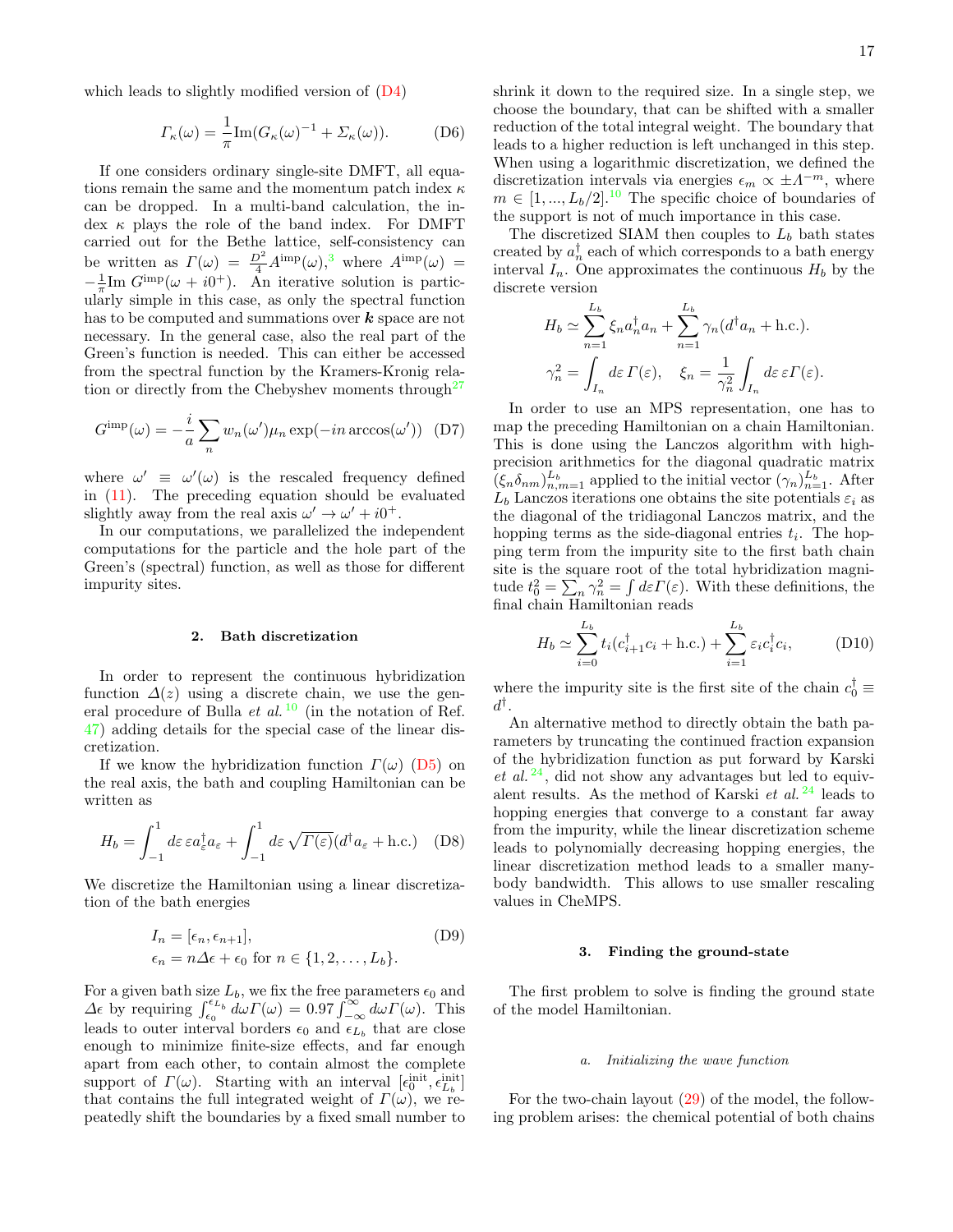which leads to slightly modified version of (D4)

$$\Gamma_\kappa(\omega) = \frac{1}{\pi}\mathrm{Im}(G_\kappa(\omega)^{-1} + \Sigma_\kappa(\omega)). \tag{D6}$$

If one considers ordinary single-site DMFT, all equations remain the same and the momentum patch index $\kappa$ can be dropped. In a multi-band calculation, the index $\kappa$ plays the role of the band index. For DMFT carried out for the Bethe lattice, self-consistency can be written as $\Gamma(\omega) = \frac{D^2}{4}A^{\mathrm{imp}}(\omega)$,[3] where $A^{\mathrm{imp}}(\omega) = -\frac{1}{\pi}\mathrm{Im}\, G^{\mathrm{imp}}(\omega + i0^+)$. An iterative solution is particularly simple in this case, as only the spectral function has to be computed and summations over $\boldsymbol{k}$ space are not necessary. In the general case, also the real part of the Green's function is needed. This can either be accessed from the spectral function by the Kramers-Kronig relation or directly from the Chebyshev moments through[27]

$$G^{\mathrm{imp}}(\omega) = -\frac{i}{a}\sum_n w_n(\omega')\mu_n \exp(-in\arccos(\omega')) \tag{D7}$$

where $\omega' \equiv \omega'(\omega)$ is the rescaled frequency defined in (11). The preceding equation should be evaluated slightly away from the real axis $\omega' \to \omega' + i0^+$.

In our computations, we parallelized the independent computations for the particle and the hole part of the Green's (spectral) function, as well as those for different impurity sites.

### 2. Bath discretization

In order to represent the continuous hybridization function $\Delta(z)$ using a discrete chain, we use the general procedure of Bulla *et al.*[10] (in the notation of Ref. 47) adding details for the special case of the linear discretization.

If we know the hybridization function $\Gamma(\omega)$ (D5) on the real axis, the bath and coupling Hamiltonian can be written as

$$H_b = \int_{-1}^{1} d\varepsilon\, \varepsilon a_\varepsilon^\dagger a_\varepsilon + \int_{-1}^{1} d\varepsilon\, \sqrt{\Gamma(\varepsilon)}(d^\dagger a_\varepsilon + \text{h.c.}) \tag{D8}$$

We discretize the Hamiltonian using a linear discretization of the bath energies

$$\begin{aligned} I_n &= [\epsilon_n, \epsilon_{n+1}], \\ \epsilon_n &= n\Delta\epsilon + \epsilon_0 \text{ for } n \in \{1, 2, \ldots, L_b\}. \end{aligned} \tag{D9}$$

For a given bath size $L_b$, we fix the free parameters $\epsilon_0$ and $\Delta\epsilon$ by requiring $\int_{\epsilon_0}^{\epsilon_{L_b}} d\omega\Gamma(\omega) = 0.97\int_{-\infty}^{\infty} d\omega\Gamma(\omega)$. This leads to outer interval borders $\epsilon_0$ and $\epsilon_{L_b}$ that are close enough to minimize finite-size effects, and far enough apart from each other, to contain almost the complete support of $\Gamma(\omega)$. Starting with an interval $[\epsilon_0^{\mathrm{init}}, \epsilon_{L_b}^{\mathrm{init}}]$ that contains the full integrated weight of $\Gamma(\omega)$, we repeatedly shift the boundaries by a fixed small number to shrink it down to the required size. In a single step, we choose the boundary, that can be shifted with a smaller reduction of the total integral weight. The boundary that leads to a higher reduction is left unchanged in this step. When using a logarithmic discretization, we defined the discretization intervals via energies $\epsilon_m \propto \pm\Lambda^{-m}$, where $m \in [1, ..., L_b/2]$.[10] The specific choice of boundaries of the support is not of much importance in this case.

The discretized SIAM then couples to $L_b$ bath states created by $a_n^\dagger$ each of which corresponds to a bath energy interval $I_n$. One approximates the continuous $H_b$ by the discrete version

$$\begin{aligned} H_b &\simeq \sum_{n=1}^{L_b} \xi_n a_n^\dagger a_n + \sum_{n=1}^{L_b} \gamma_n (d^\dagger a_n + \text{h.c.}). \\ \gamma_n^2 &= \int_{I_n} d\varepsilon\, \Gamma(\varepsilon), \quad \xi_n = \frac{1}{\gamma_n^2}\int_{I_n} d\varepsilon\, \varepsilon\Gamma(\varepsilon). \end{aligned}$$

In order to use an MPS representation, one has to map the preceding Hamiltonian on a chain Hamiltonian. This is done using the Lanczos algorithm with high-precision arithmetics for the diagonal quadratic matrix $(\xi_n\delta_{nm})_{n,m=1}^{L_b}$ applied to the initial vector $(\gamma_n)_{n=1}^{L_b}$. After $L_b$ Lanczos iterations one obtains the site potentials $\varepsilon_i$ as the diagonal of the tridiagonal Lanczos matrix, and the hopping terms as the side-diagonal entries $t_i$. The hopping term from the impurity site to the first bath chain site is the square root of the total hybridization magnitude $t_0^2 = \sum_n \gamma_n^2 = \int d\varepsilon\Gamma(\varepsilon)$. With these definitions, the final chain Hamiltonian reads

$$H_b \simeq \sum_{i=0}^{L_b} t_i(c_{i+1}^\dagger c_i + \text{h.c.}) + \sum_{i=1}^{L_b} \varepsilon_i c_i^\dagger c_i, \tag{D10}$$

where the impurity site is the first site of the chain $c_0^\dagger \equiv d^\dagger$.

An alternative method to directly obtain the bath parameters by truncating the continued fraction expansion of the hybridization function as put forward by Karski *et al.*[24], did not show any advantages but led to equivalent results. As the method of Karski *et al.*[24] leads to hopping energies that converge to a constant far away from the impurity, while the linear discretization scheme leads to polynomially decreasing hopping energies, the linear discretization method leads to a smaller many-body bandwidth. This allows to use smaller rescaling values in CheMPS.

### 3. Finding the ground-state

The first problem to solve is finding the ground state of the model Hamiltonian.

#### *a. Initializing the wave function*

For the two-chain layout (29) of the model, the following problem arises: the chemical potential of both chains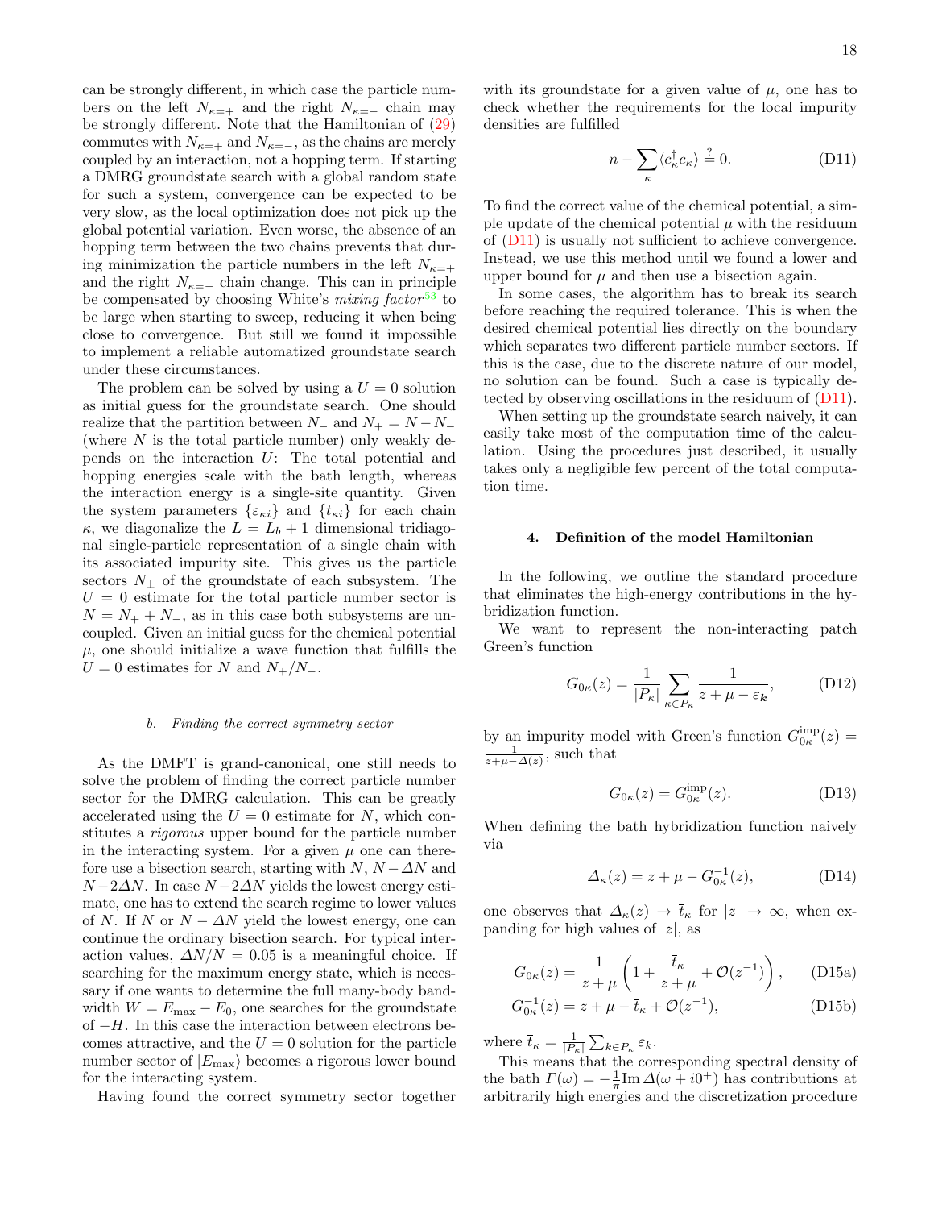can be strongly different, in which case the particle numbers on the left $N_{\kappa=+}$ and the right $N_{\kappa=-}$ chain may be strongly different. Note that the Hamiltonian of (29) commutes with $N_{\kappa=+}$ and $N_{\kappa=-}$, as the chains are merely coupled by an interaction, not a hopping term. If starting a DMRG groundstate search with a global random state for such a system, convergence can be expected to be very slow, as the local optimization does not pick up the global potential variation. Even worse, the absence of an hopping term between the two chains prevents that during minimization the particle numbers in the left $N_{\kappa=+}$ and the right $N_{\kappa=-}$ chain change. This can in principle be compensated by choosing White's *mixing factor*[53] to be large when starting to sweep, reducing it when being close to convergence. But still we found it impossible to implement a reliable automatized groundstate search under these circumstances.

The problem can be solved by using a $U = 0$ solution as initial guess for the groundstate search. One should realize that the partition between $N_-$ and $N_+ = N - N_-$ (where $N$ is the total particle number) only weakly depends on the interaction $U$: The total potential and hopping energies scale with the bath length, whereas the interaction energy is a single-site quantity. Given the system parameters $\{\varepsilon_{\kappa i}\}$ and $\{t_{\kappa i}\}$ for each chain $\kappa$, we diagonalize the $L = L_b + 1$ dimensional tridiagonal single-particle representation of a single chain with its associated impurity site. This gives us the particle sectors $N_\pm$ of the groundstate of each subsystem. The $U = 0$ estimate for the total particle number sector is $N = N_+ + N_-$, as in this case both subsystems are uncoupled. Given an initial guess for the chemical potential $\mu$, one should initialize a wave function that fulfills the $U = 0$ estimates for $N$ and $N_+/N_-$.

#### b. Finding the correct symmetry sector

As the DMFT is grand-canonical, one still needs to solve the problem of finding the correct particle number sector for the DMRG calculation. This can be greatly accelerated using the $U = 0$ estimate for $N$, which constitutes a *rigorous* upper bound for the particle number in the interacting system. For a given $\mu$ one can therefore use a bisection search, starting with $N$, $N - \varDelta N$ and $N - 2\varDelta N$. In case $N - 2\varDelta N$ yields the lowest energy estimate, one has to extend the search regime to lower values of $N$. If $N$ or $N - \varDelta N$ yield the lowest energy, one can continue the ordinary bisection search. For typical interaction values, $\varDelta N/N = 0.05$ is a meaningful choice. If searching for the maximum energy state, which is necessary if one wants to determine the full many-body bandwidth $W = E_{\max} - E_0$, one searches for the groundstate of $-H$. In this case the interaction between electrons becomes attractive, and the $U = 0$ solution for the particle number sector of $|E_{\max}\rangle$ becomes a rigorous lower bound for the interacting system.

Having found the correct symmetry sector together with its groundstate for a given value of $\mu$, one has to check whether the requirements for the local impurity densities are fulfilled

$$
n - \sum_\kappa \langle c^\dagger_\kappa c_\kappa \rangle \overset{?}{=} 0. \tag{D11}
$$

To find the correct value of the chemical potential, a simple update of the chemical potential $\mu$ with the residuum of (D11) is usually not sufficient to achieve convergence. Instead, we use this method until we found a lower and upper bound for $\mu$ and then use a bisection again.

In some cases, the algorithm has to break its search before reaching the required tolerance. This is when the desired chemical potential lies directly on the boundary which separates two different particle number sectors. If this is the case, due to the discrete nature of our model, no solution can be found. Such a case is typically detected by observing oscillations in the residuum of (D11).

When setting up the groundstate search naively, it can easily take most of the computation time of the calculation. Using the procedures just described, it usually takes only a negligible few percent of the total computation time.

### 4. Definition of the model Hamiltonian

In the following, we outline the standard procedure that eliminates the high-energy contributions in the hybridization function.

We want to represent the non-interacting patch Green's function

$$
G_{0\kappa}(z) = \frac{1}{|P_\kappa|} \sum_{\kappa \in P_\kappa} \frac{1}{z + \mu - \varepsilon_{\boldsymbol{k}}}, \tag{D12}
$$

by an impurity model with Green's function $G^{\text{imp}}_{0\kappa}(z) = \frac{1}{z+\mu-\Delta(z)}$, such that

$$
G_{0\kappa}(z) = G^{\text{imp}}_{0\kappa}(z). \tag{D13}
$$

When defining the bath hybridization function naively via

$$
\Delta_\kappa(z) = z + \mu - G^{-1}_{0\kappa}(z), \tag{D14}
$$

one observes that $\Delta_\kappa(z) \to \bar{t}_\kappa$ for $|z| \to \infty$, when expanding for high values of $|z|$, as

$$
G_{0\kappa}(z) = \frac{1}{z+\mu}\left(1 + \frac{\bar{t}_\kappa}{z+\mu} + \mathcal{O}(z^{-1})\right), \tag{D15a}
$$

$$
G^{-1}_{0\kappa}(z) = z + \mu - \bar{t}_\kappa + \mathcal{O}(z^{-1}), \tag{D15b}
$$

where $\bar{t}_\kappa = \frac{1}{|P_\kappa|}\sum_{k\in P_\kappa} \varepsilon_k$.

This means that the corresponding spectral density of the bath $\varGamma(\omega) = -\frac{1}{\pi}\text{Im}\,\Delta(\omega + i0^+)$ has contributions at arbitrarily high energies and the discretization procedure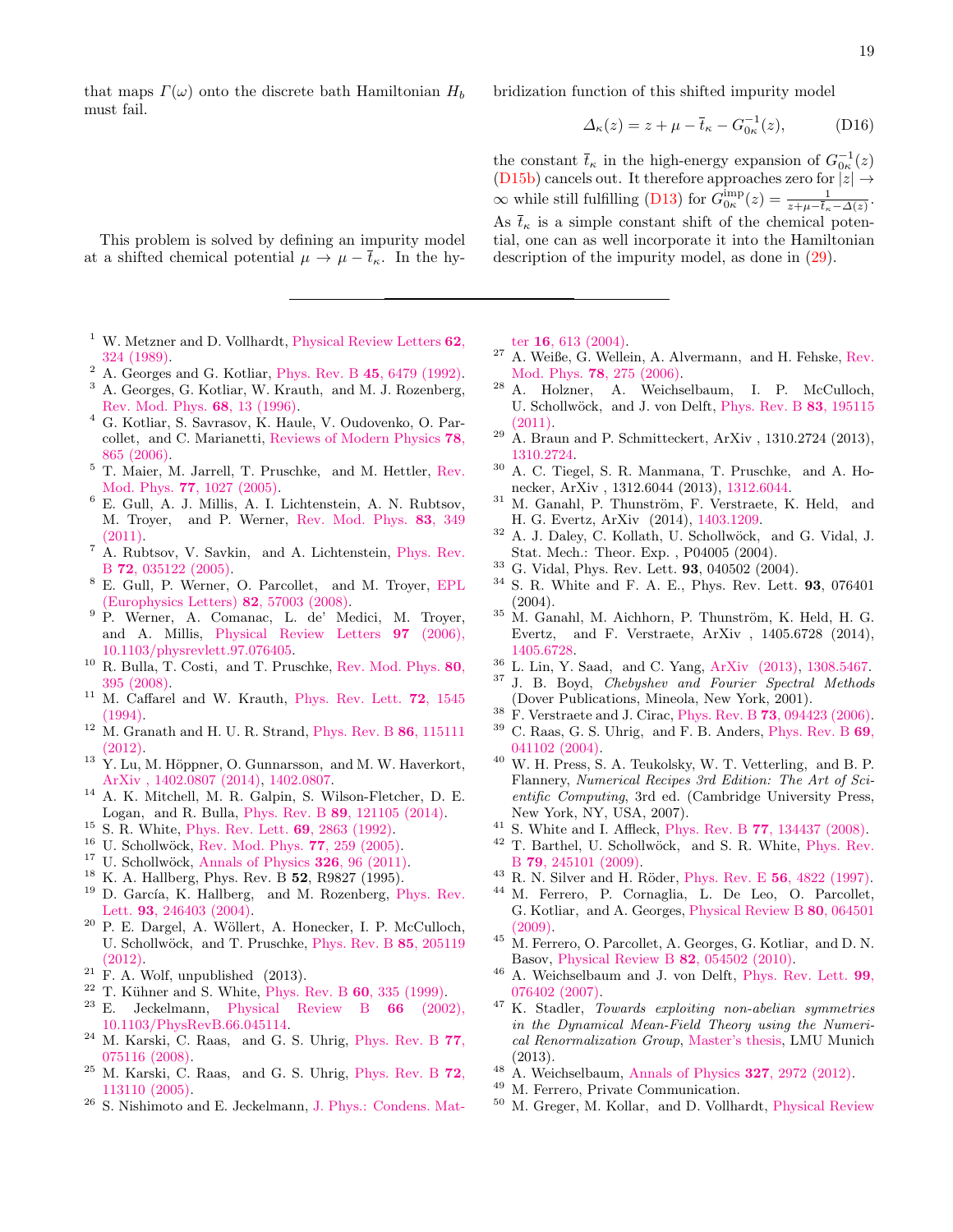that maps $\Gamma(\omega)$ onto the discrete bath Hamiltonian $H_b$ must fail.

This problem is solved by defining an impurity model at a shifted chemical potential $\mu \to \mu - \bar{t}_\kappa$. In the hybridization function of this shifted impurity model

$$\Delta_\kappa(z) = z + \mu - \bar{t}_\kappa - G_{0\kappa}^{-1}(z), \tag{D16}$$

the constant $\bar{t}_\kappa$ in the high-energy expansion of $G_{0\kappa}^{-1}(z)$ (D15b) cancels out. It therefore approaches zero for $|z| \to \infty$ while still fulfilling (D13) for $G_{0\kappa}^{\text{imp}}(z) = \frac{1}{z+\mu-\bar{t}_\kappa-\Delta(z)}$. As $\bar{t}_\kappa$ is a simple constant shift of the chemical potential, one can as well incorporate it into the Hamiltonian description of the impurity model, as done in (29).

---

[1] W. Metzner and D. Vollhardt, Physical Review Letters **62**, 324 (1989).
[2] A. Georges and G. Kotliar, Phys. Rev. B **45**, 6479 (1992).
[3] A. Georges, G. Kotliar, W. Krauth, and M. J. Rozenberg, Rev. Mod. Phys. **68**, 13 (1996).
[4] G. Kotliar, S. Savrasov, K. Haule, V. Oudovenko, O. Parcollet, and C. Marianetti, Reviews of Modern Physics **78**, 865 (2006).
[5] T. Maier, M. Jarrell, T. Pruschke, and M. Hettler, Rev. Mod. Phys. **77**, 1027 (2005).
[6] E. Gull, A. J. Millis, A. I. Lichtenstein, A. N. Rubtsov, M. Troyer, and P. Werner, Rev. Mod. Phys. **83**, 349 (2011).
[7] A. Rubtsov, V. Savkin, and A. Lichtenstein, Phys. Rev. B **72**, 035122 (2005).
[8] E. Gull, P. Werner, O. Parcollet, and M. Troyer, EPL (Europhysics Letters) **82**, 57003 (2008).
[9] P. Werner, A. Comanac, L. de' Medici, M. Troyer, and A. Millis, Physical Review Letters **97** (2006), 10.1103/physrevlett.97.076405.
[10] R. Bulla, T. Costi, and T. Pruschke, Rev. Mod. Phys. **80**, 395 (2008).
[11] M. Caffarel and W. Krauth, Phys. Rev. Lett. **72**, 1545 (1994).
[12] M. Granath and H. U. R. Strand, Phys. Rev. B **86**, 115111 (2012).
[13] Y. Lu, M. Höppner, O. Gunnarsson, and M. W. Haverkort, ArXiv , 1402.0807 (2014), 1402.0807.
[14] A. K. Mitchell, M. R. Galpin, S. Wilson-Fletcher, D. E. Logan, and R. Bulla, Phys. Rev. B **89**, 121105 (2014).
[15] S. R. White, Phys. Rev. Lett. **69**, 2863 (1992).
[16] U. Schollwöck, Rev. Mod. Phys. **77**, 259 (2005).
[17] U. Schollwöck, Annals of Physics **326**, 96 (2011).
[18] K. A. Hallberg, Phys. Rev. B **52**, R9827 (1995).
[19] D. García, K. Hallberg, and M. Rozenberg, Phys. Rev. Lett. **93**, 246403 (2004).
[20] P. E. Dargel, A. Wöllert, A. Honecker, I. P. McCulloch, U. Schollwöck, and T. Pruschke, Phys. Rev. B **85**, 205119 (2012).
[21] F. A. Wolf, unpublished (2013).
[22] T. Kühner and S. White, Phys. Rev. B **60**, 335 (1999).
[23] E. Jeckelmann, Physical Review B **66** (2002), 10.1103/PhysRevB.66.045114.
[24] M. Karski, C. Raas, and G. S. Uhrig, Phys. Rev. B **77**, 075116 (2008).
[25] M. Karski, C. Raas, and G. S. Uhrig, Phys. Rev. B **72**, 113110 (2005).
[26] S. Nishimoto and E. Jeckelmann, J. Phys.: Condens. Matter **16**, 613 (2004).
[27] A. Weiße, G. Wellein, A. Alvermann, and H. Fehske, Rev. Mod. Phys. **78**, 275 (2006).
[28] A. Holzner, A. Weichselbaum, I. P. McCulloch, U. Schollwöck, and J. von Delft, Phys. Rev. B **83**, 195115 (2011).
[29] A. Braun and P. Schmitteckert, ArXiv , 1310.2724 (2013), 1310.2724.
[30] A. C. Tiegel, S. R. Manmana, T. Pruschke, and A. Honecker, ArXiv , 1312.6044 (2013), 1312.6044.
[31] M. Ganahl, P. Thunström, F. Verstraete, K. Held, and H. G. Evertz, ArXiv (2014), 1403.1209.
[32] A. J. Daley, C. Kollath, U. Schollwöck, and G. Vidal, J. Stat. Mech.: Theor. Exp. , P04005 (2004).
[33] G. Vidal, Phys. Rev. Lett. **93**, 040502 (2004).
[34] S. R. White and F. A. E., Phys. Rev. Lett. **93**, 076401 (2004).
[35] M. Ganahl, M. Aichhorn, P. Thunström, K. Held, H. G. Evertz, and F. Verstraete, ArXiv , 1405.6728 (2014), 1405.6728.
[36] L. Lin, Y. Saad, and C. Yang, ArXiv (2013), 1308.5467.
[37] J. B. Boyd, *Chebyshev and Fourier Spectral Methods* (Dover Publications, Mineola, New York, 2001).
[38] F. Verstraete and J. Cirac, Phys. Rev. B **73**, 094423 (2006).
[39] C. Raas, G. S. Uhrig, and F. B. Anders, Phys. Rev. B **69**, 041102 (2004).
[40] W. H. Press, S. A. Teukolsky, W. T. Vetterling, and B. P. Flannery, *Numerical Recipes 3rd Edition: The Art of Scientific Computing*, 3rd ed. (Cambridge University Press, New York, NY, USA, 2007).
[41] S. White and I. Affleck, Phys. Rev. B **77**, 134437 (2008).
[42] T. Barthel, U. Schollwöck, and S. R. White, Phys. Rev. B **79**, 245101 (2009).
[43] R. N. Silver and H. Röder, Phys. Rev. E **56**, 4822 (1997).
[44] M. Ferrero, P. Cornaglia, L. De Leo, O. Parcollet, G. Kotliar, and A. Georges, Physical Review B **80**, 064501 (2009).
[45] M. Ferrero, O. Parcollet, A. Georges, G. Kotliar, and D. N. Basov, Physical Review B **82**, 054502 (2010).
[46] A. Weichselbaum and J. von Delft, Phys. Rev. Lett. **99**, 076402 (2007).
[47] K. Stadler, *Towards exploiting non-abelian symmetries in the Dynamical Mean-Field Theory using the Numerical Renormalization Group*, Master's thesis, LMU Munich (2013).
[48] A. Weichselbaum, Annals of Physics **327**, 2972 (2012).
[49] M. Ferrero, Private Communication.
[50] M. Greger, M. Kollar, and D. Vollhardt, Physical Review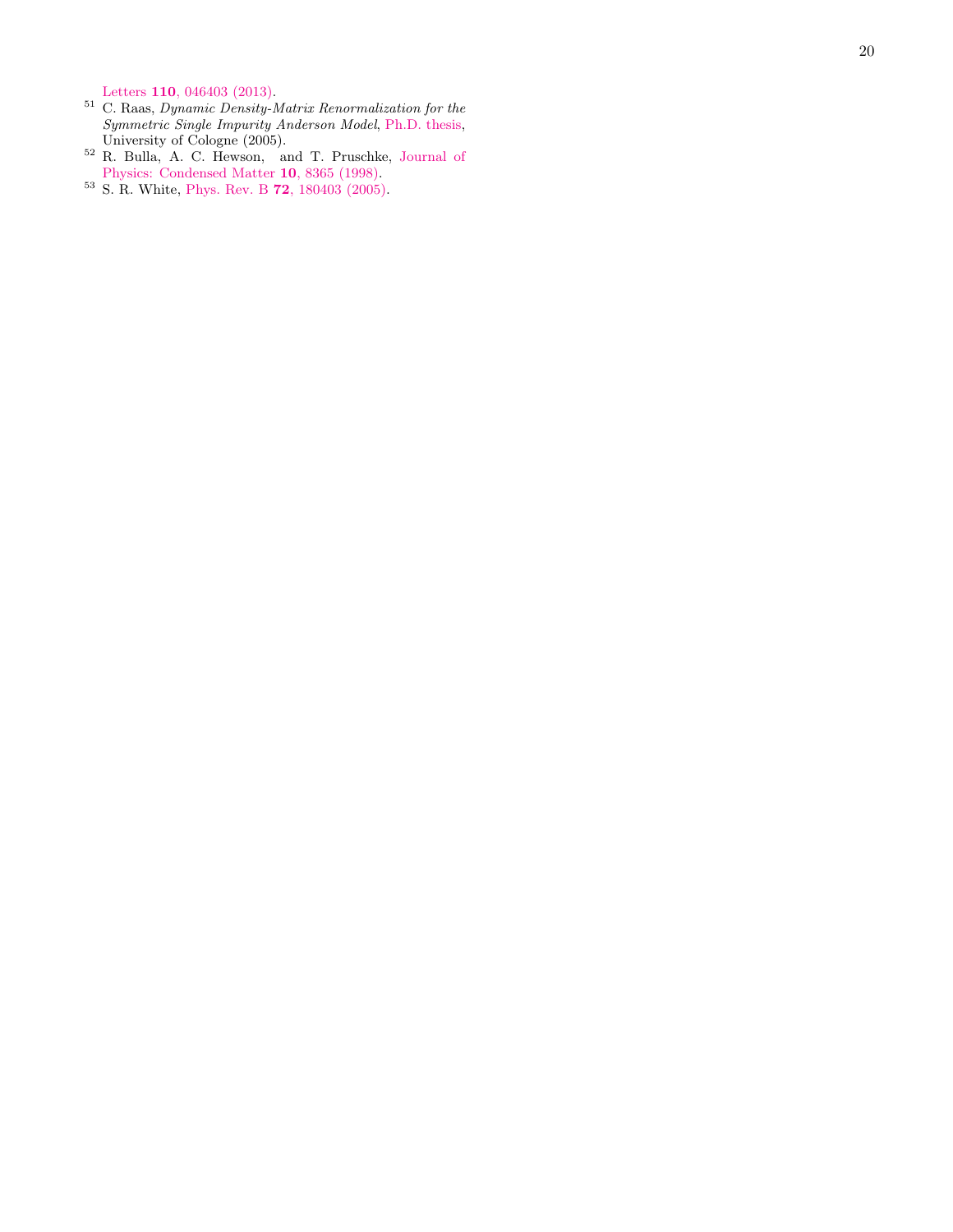Letters **110**, 046403 (2013).

[51] C. Raas, *Dynamic Density-Matrix Renormalization for the Symmetric Single Impurity Anderson Model*, Ph.D. thesis, University of Cologne (2005).

[52] R. Bulla, A. C. Hewson, and T. Pruschke, Journal of Physics: Condensed Matter **10**, 8365 (1998).

[53] S. R. White, Phys. Rev. B **72**, 180403 (2005).